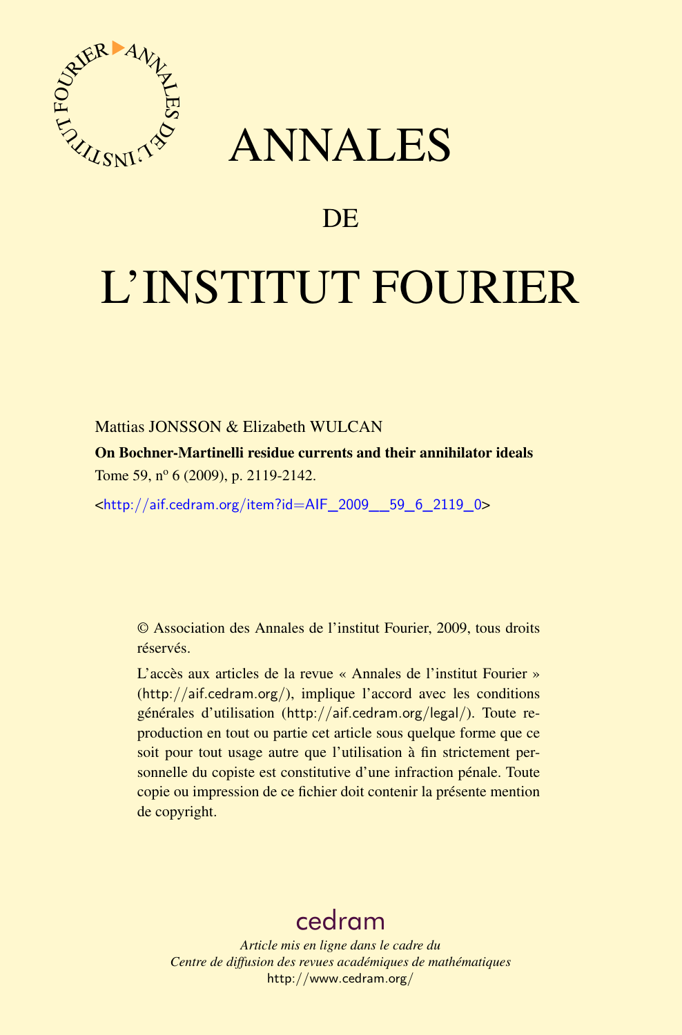# ANNALES

# DE

# L'INSTITUT FOURIER

Mattias JONSSON & Elizabeth WULCAN

**On Bochner-Martinelli residue currents and their annihilator ideals**

Tome 59, nº 6 (2009), p. 2119-2142.

<http://aif.cedram.org/item?id=AIF_2009__59_6_2119_0>

© Association des Annales de l'institut Fourier, 2009, tous droits réservés.

L'accès aux articles de la revue « Annales de l'institut Fourier » (http://aif.cedram.org/), implique l'accord avec les conditions générales d'utilisation (http://aif.cedram.org/legal/). Toute reproduction en tout ou partie cet article sous quelque forme que ce soit pour tout usage autre que l'utilisation à fin strictement personnelle du copiste est constitutive d'une infraction pénale. Toute copie ou impression de ce fichier doit contenir la présente mention de copyright.

cedram

*Article mis en ligne dans le cadre du*
*Centre de diffusion des revues académiques de mathématiques*
http://www.cedram.org/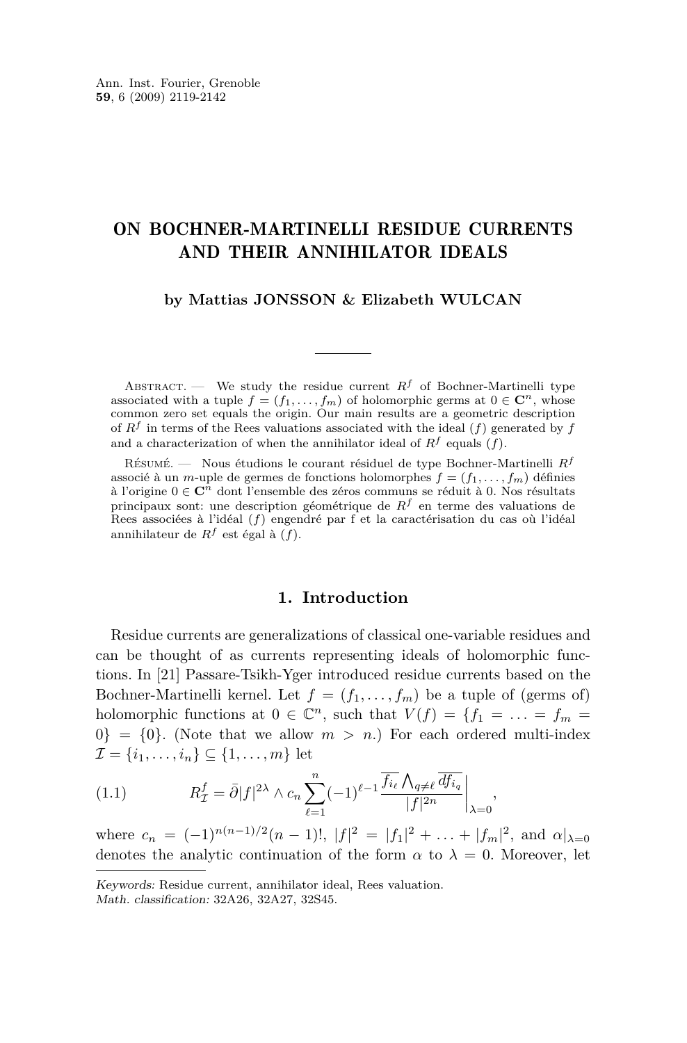# ON BOCHNER-MARTINELLI RESIDUE CURRENTS AND THEIR ANNIHILATOR IDEALS

**by Mattias JONSSON & Elizabeth WULCAN**

Abstract. — We study the residue current $R^f$ of Bochner-Martinelli type associated with a tuple $f = (f_1, \ldots, f_m)$ of holomorphic germs at $0 \in \mathbf{C}^n$, whose common zero set equals the origin. Our main results are a geometric description of $R^f$ in terms of the Rees valuations associated with the ideal $(f)$ generated by $f$ and a characterization of when the annihilator ideal of $R^f$ equals $(f)$.

Résumé. — Nous étudions le courant résiduel de type Bochner-Martinelli $R^f$ associé à un $m$-uple de germes de fonctions holomorphes $f = (f_1, \ldots, f_m)$ définies à l'origine $0 \in \mathbf{C}^n$ dont l'ensemble des zéros communs se réduit à 0. Nos résultats principaux sont: une description géométrique de $R^f$ en terme des valuations de Rees associées à l'idéal $(f)$ engendré par f et la caractérisation du cas où l'idéal annihilateur de $R^f$ est égal à $(f)$.

## 1. Introduction

Residue currents are generalizations of classical one-variable residues and can be thought of as currents representing ideals of holomorphic functions. In [21] Passare-Tsikh-Yger introduced residue currents based on the Bochner-Martinelli kernel. Let $f = (f_1, \ldots, f_m)$ be a tuple of (germs of) holomorphic functions at $0 \in \mathbb{C}^n$, such that $V(f) = \{f_1 = \ldots = f_m = 0\} = \{0\}$. (Note that we allow $m > n$.) For each ordered multi-index $\mathcal{I} = \{i_1, \ldots, i_n\} \subseteq \{1, \ldots, m\}$ let

$$R^f_{\mathcal{I}} = \bar{\partial}|f|^{2\lambda} \wedge c_n \sum_{\ell=1}^{n} (-1)^{\ell-1} \frac{\overline{f_{i_\ell}} \bigwedge_{q \neq \ell} \overline{df_{i_q}}}{|f|^{2n}} \Bigg|_{\lambda=0}, \tag{1.1}$$

where $c_n = (-1)^{n(n-1)/2}(n-1)!$, $|f|^2 = |f_1|^2 + \ldots + |f_m|^2$, and $\alpha|_{\lambda=0}$ denotes the analytic continuation of the form $\alpha$ to $\lambda = 0$. Moreover, let

*Keywords:* Residue current, annihilator ideal, Rees valuation.
*Math. classification:* 32A26, 32A27, 32S45.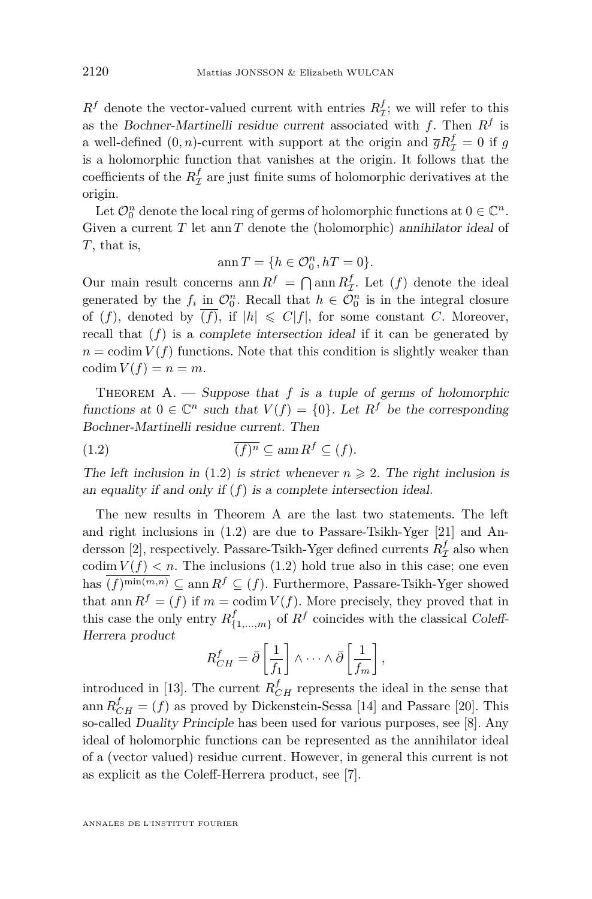$R^f$ denote the vector-valued current with entries $R^f_{\mathcal{I}}$; we will refer to this as the *Bochner-Martinelli residue current* associated with $f$. Then $R^f$ is a well-defined $(0,n)$-current with support at the origin and $\overline{g} R^f_{\mathcal{I}} = 0$ if $g$ is a holomorphic function that vanishes at the origin. It follows that the coefficients of the $R^f_{\mathcal{I}}$ are just finite sums of holomorphic derivatives at the origin.

Let $\mathcal{O}^n_0$ denote the local ring of germs of holomorphic functions at $0 \in \mathbb{C}^n$. Given a current $T$ let $\operatorname{ann} T$ denote the (holomorphic) *annihilator ideal* of $T$, that is,

$$\operatorname{ann} T = \{h \in \mathcal{O}^n_0, hT = 0\}.$$

Our main result concerns $\operatorname{ann} R^f = \bigcap \operatorname{ann} R^f_{\mathcal{I}}$. Let $(f)$ denote the ideal generated by the $f_i$ in $\mathcal{O}^n_0$. Recall that $h \in \mathcal{O}^n_0$ is in the integral closure of $(f)$, denoted by $\overline{(f)}$, if $|h| \leqslant C|f|$, for some constant $C$. Moreover, recall that $(f)$ is a *complete intersection ideal* if it can be generated by $n = \operatorname{codim} V(f)$ functions. Note that this condition is slightly weaker than $\operatorname{codim} V(f) = n = m$.

Theorem A. — *Suppose that $f$ is a tuple of germs of holomorphic functions at $0 \in \mathbb{C}^n$ such that $V(f) = \{0\}$. Let $R^f$ be the corresponding Bochner-Martinelli residue current. Then*

$$\overline{(f)^n} \subseteq \operatorname{ann} R^f \subseteq (f). \tag{1.2}$$

*The left inclusion in (1.2) is strict whenever $n \geqslant 2$. The right inclusion is an equality if and only if $(f)$ is a complete intersection ideal.*

The new results in Theorem A are the last two statements. The left and right inclusions in (1.2) are due to Passare-Tsikh-Yger [21] and Andersson [2], respectively. Passare-Tsikh-Yger defined currents $R^f_{\mathcal{I}}$ also when $\operatorname{codim} V(f) < n$. The inclusions (1.2) hold true also in this case; one even has $\overline{(f)^{\min(m,n)}} \subseteq \operatorname{ann} R^f \subseteq (f)$. Furthermore, Passare-Tsikh-Yger showed that $\operatorname{ann} R^f = (f)$ if $m = \operatorname{codim} V(f)$. More precisely, they proved that in this case the only entry $R^f_{\{1,\dots,m\}}$ of $R^f$ coincides with the classical *Coleff-Herrera product*

$$R^f_{CH} = \bar{\partial}\left[\frac{1}{f_1}\right] \wedge \cdots \wedge \bar{\partial}\left[\frac{1}{f_m}\right],$$

introduced in [13]. The current $R^f_{CH}$ represents the ideal in the sense that $\operatorname{ann} R^f_{CH} = (f)$ as proved by Dickenstein-Sessa [14] and Passare [20]. This so-called *Duality Principle* has been used for various purposes, see [8]. Any ideal of holomorphic functions can be represented as the annihilator ideal of a (vector valued) residue current. However, in general this current is not as explicit as the Coleff-Herrera product, see [7].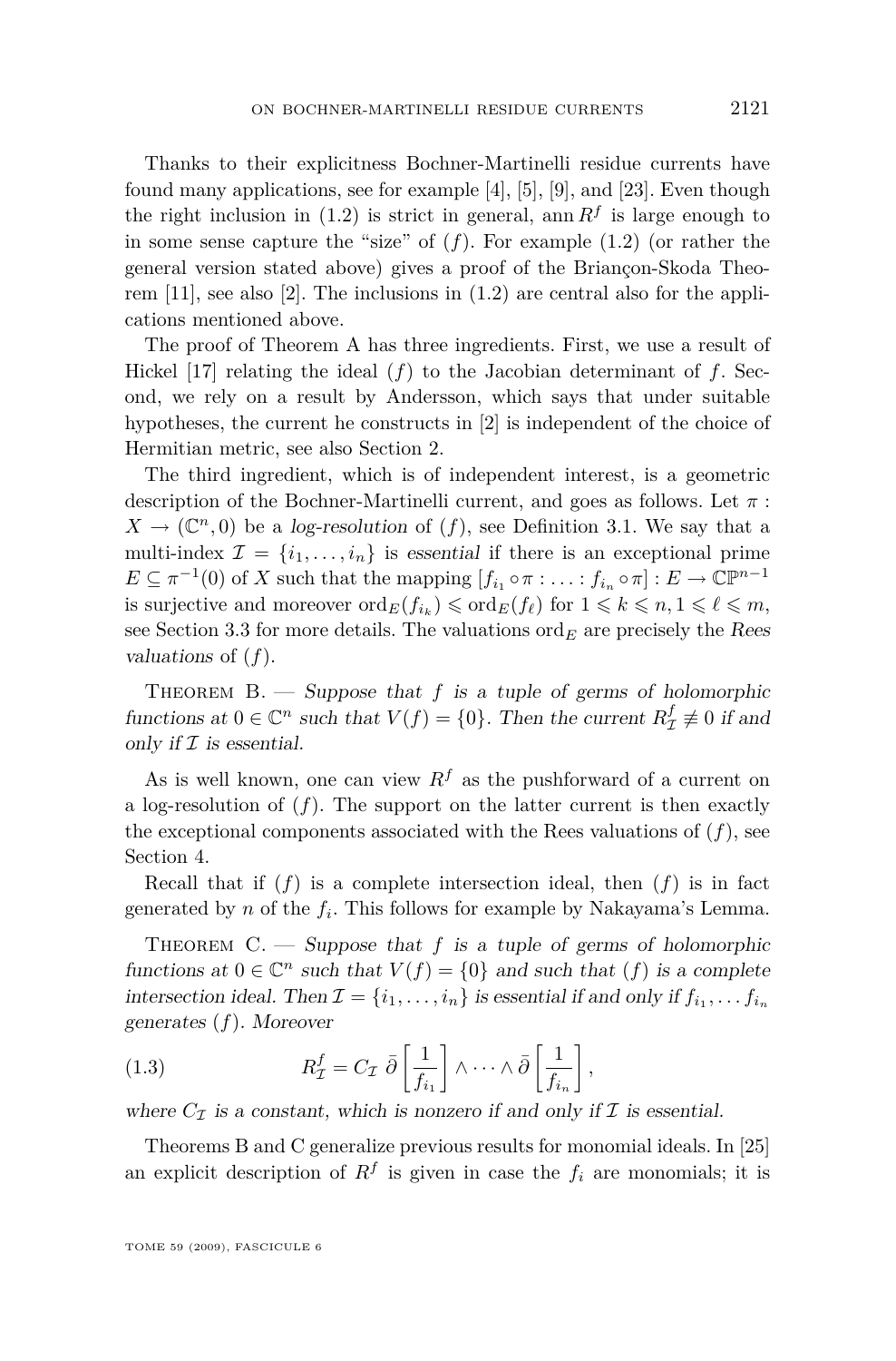Thanks to their explicitness Bochner-Martinelli residue currents have found many applications, see for example [4], [5], [9], and [23]. Even though the right inclusion in (1.2) is strict in general, $\operatorname{ann} R^f$ is large enough to in some sense capture the "size" of $(f)$. For example (1.2) (or rather the general version stated above) gives a proof of the Briançon-Skoda Theorem [11], see also [2]. The inclusions in (1.2) are central also for the applications mentioned above.

The proof of Theorem A has three ingredients. First, we use a result of Hickel [17] relating the ideal $(f)$ to the Jacobian determinant of $f$. Second, we rely on a result by Andersson, which says that under suitable hypotheses, the current he constructs in [2] is independent of the choice of Hermitian metric, see also Section 2.

The third ingredient, which is of independent interest, is a geometric description of the Bochner-Martinelli current, and goes as follows. Let $\pi : X \to (\mathbb{C}^n, 0)$ be a *log-resolution* of $(f)$, see Definition 3.1. We say that a multi-index $\mathcal{I} = \{i_1, \dots, i_n\}$ is *essential* if there is an exceptional prime $E \subseteq \pi^{-1}(0)$ of $X$ such that the mapping $[f_{i_1} \circ \pi : \dots : f_{i_n} \circ \pi] : E \to \mathbb{CP}^{n-1}$ is surjective and moreover $\operatorname{ord}_E(f_{i_k}) \leqslant \operatorname{ord}_E(f_\ell)$ for $1 \leqslant k \leqslant n, 1 \leqslant \ell \leqslant m$, see Section 3.3 for more details. The valuations $\operatorname{ord}_E$ are precisely the *Rees valuations* of $(f)$.

Theorem B. — *Suppose that $f$ is a tuple of germs of holomorphic functions at $0 \in \mathbb{C}^n$ such that $V(f) = \{0\}$. Then the current $R^f_{\mathcal{I}} \not\equiv 0$ if and only if $\mathcal{I}$ is essential.*

As is well known, one can view $R^f$ as the pushforward of a current on a log-resolution of $(f)$. The support on the latter current is then exactly the exceptional components associated with the Rees valuations of $(f)$, see Section 4.

Recall that if $(f)$ is a complete intersection ideal, then $(f)$ is in fact generated by $n$ of the $f_i$. This follows for example by Nakayama's Lemma.

Theorem C. — *Suppose that $f$ is a tuple of germs of holomorphic functions at $0 \in \mathbb{C}^n$ such that $V(f) = \{0\}$ and such that $(f)$ is a complete intersection ideal. Then $\mathcal{I} = \{i_1, \dots, i_n\}$ is essential if and only if $f_{i_1}, \dots f_{i_n}$ generates $(f)$. Moreover*

$$R^f_{\mathcal{I}} = C_{\mathcal{I}} \; \bar{\partial} \left[ \frac{1}{f_{i_1}} \right] \wedge \dots \wedge \bar{\partial} \left[ \frac{1}{f_{i_n}} \right], \tag{1.3}$$

*where $C_{\mathcal{I}}$ is a constant, which is nonzero if and only if $\mathcal{I}$ is essential.*

Theorems B and C generalize previous results for monomial ideals. In [25] an explicit description of $R^f$ is given in case the $f_i$ are monomials; it is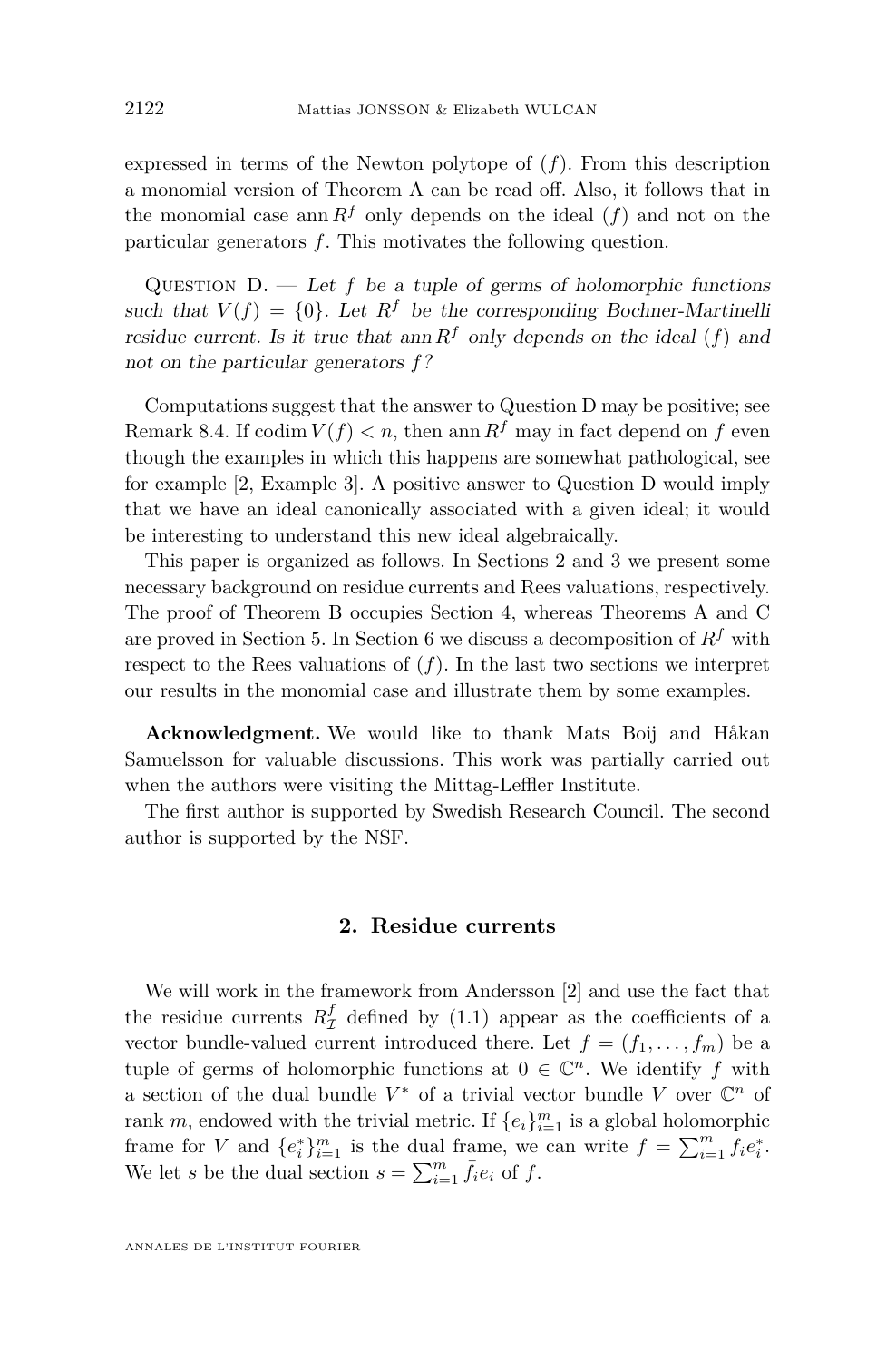expressed in terms of the Newton polytope of $(f)$. From this description a monomial version of Theorem A can be read off. Also, it follows that in the monomial case $\operatorname{ann} R^f$ only depends on the ideal $(f)$ and not on the particular generators $f$. This motivates the following question.

Question D. — *Let $f$ be a tuple of germs of holomorphic functions such that $V(f) = \{0\}$. Let $R^f$ be the corresponding Bochner-Martinelli residue current. Is it true that $\operatorname{ann} R^f$ only depends on the ideal $(f)$ and not on the particular generators $f$?*

Computations suggest that the answer to Question D may be positive; see Remark 8.4. If $\operatorname{codim} V(f) < n$, then $\operatorname{ann} R^f$ may in fact depend on $f$ even though the examples in which this happens are somewhat pathological, see for example [2, Example 3]. A positive answer to Question D would imply that we have an ideal canonically associated with a given ideal; it would be interesting to understand this new ideal algebraically.

This paper is organized as follows. In Sections 2 and 3 we present some necessary background on residue currents and Rees valuations, respectively. The proof of Theorem B occupies Section 4, whereas Theorems A and C are proved in Section 5. In Section 6 we discuss a decomposition of $R^f$ with respect to the Rees valuations of $(f)$. In the last two sections we interpret our results in the monomial case and illustrate them by some examples.

**Acknowledgment.** We would like to thank Mats Boij and Håkan Samuelsson for valuable discussions. This work was partially carried out when the authors were visiting the Mittag-Leffler Institute.

The first author is supported by Swedish Research Council. The second author is supported by the NSF.

## 2. Residue currents

We will work in the framework from Andersson [2] and use the fact that the residue currents $R^f_{\mathcal{I}}$ defined by (1.1) appear as the coefficients of a vector bundle-valued current introduced there. Let $f = (f_1, \dots, f_m)$ be a tuple of germs of holomorphic functions at $0 \in \mathbb{C}^n$. We identify $f$ with a section of the dual bundle $V^*$ of a trivial vector bundle $V$ over $\mathbb{C}^n$ of rank $m$, endowed with the trivial metric. If $\{e_i\}_{i=1}^m$ is a global holomorphic frame for $V$ and $\{e_i^*\}_{i=1}^m$ is the dual frame, we can write $f = \sum_{i=1}^m f_i e_i^*$. We let $s$ be the dual section $s = \sum_{i=1}^m \bar{f}_i e_i$ of $f$.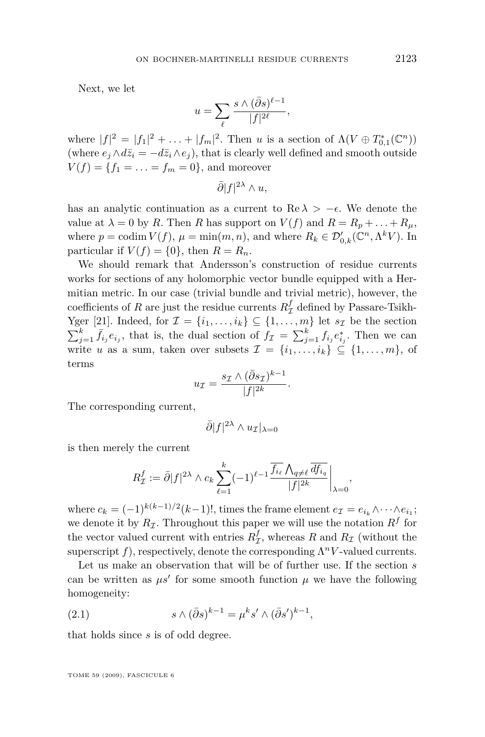Next, we let

$$u = \sum_{\ell} \frac{s \wedge (\bar{\partial} s)^{\ell-1}}{|f|^{2\ell}},$$

where $|f|^2 = |f_1|^2 + \ldots + |f_m|^2$. Then $u$ is a section of $\Lambda(V \oplus T^*_{0,1}(\mathbb{C}^n))$ (where $e_j \wedge d\bar{z}_i = -d\bar{z}_i \wedge e_j$), that is clearly well defined and smooth outside $V(f) = \{f_1 = \ldots = f_m = 0\}$, and moreover

$$\bar{\partial}|f|^{2\lambda} \wedge u,$$

has an analytic continuation as a current to $\operatorname{Re} \lambda > -\epsilon$. We denote the value at $\lambda = 0$ by $R$. Then $R$ has support on $V(f)$ and $R = R_p + \ldots + R_\mu$, where $p = \operatorname{codim} V(f)$, $\mu = \min(m, n)$, and where $R_k \in \mathcal{D}'_{0,k}(\mathbb{C}^n, \Lambda^k V)$. In particular if $V(f) = \{0\}$, then $R = R_n$.

We should remark that Andersson's construction of residue currents works for sections of any holomorphic vector bundle equipped with a Hermitian metric. In our case (trivial bundle and trivial metric), however, the coefficients of $R$ are just the residue currents $R^f_{\mathcal{I}}$ defined by Passare-Tsikh-Yger [21]. Indeed, for $\mathcal{I} = \{i_1, \ldots, i_k\} \subseteq \{1, \ldots, m\}$ let $s_{\mathcal{I}}$ be the section $\sum_{j=1}^k \bar{f}_{i_j} e_{i_j}$, that is, the dual section of $f_{\mathcal{I}} = \sum_{j=1}^k f_{i_j} e^*_{i_j}$. Then we can write $u$ as a sum, taken over subsets $\mathcal{I} = \{i_1, \ldots, i_k\} \subseteq \{1, \ldots, m\}$, of terms

$$u_{\mathcal{I}} = \frac{s_{\mathcal{I}} \wedge (\bar{\partial} s_{\mathcal{I}})^{k-1}}{|f|^{2k}}.$$

The corresponding current,

$$\bar{\partial}|f|^{2\lambda} \wedge u_{\mathcal{I}}|_{\lambda=0}$$

is then merely the current

$$R^f_{\mathcal{I}} := \bar{\partial}|f|^{2\lambda} \wedge c_k \sum_{\ell=1}^{k} (-1)^{\ell-1} \frac{\overline{f_{i_\ell}} \bigwedge_{q \neq \ell} \overline{df_{i_q}}}{|f|^{2k}} \Bigg|_{\lambda=0},$$

where $c_k = (-1)^{k(k-1)/2}(k-1)!$, times the frame element $e_{\mathcal{I}} = e_{i_k} \wedge \cdots \wedge e_{i_1}$; we denote it by $R_{\mathcal{I}}$. Throughout this paper we will use the notation $R^f$ for the vector valued current with entries $R^f_{\mathcal{I}}$, whereas $R$ and $R_{\mathcal{I}}$ (without the superscript $f$), respectively, denote the corresponding $\Lambda^n V$-valued currents.

Let us make an observation that will be of further use. If the section $s$ can be written as $\mu s'$ for some smooth function $\mu$ we have the following homogeneity:

$$s \wedge (\bar{\partial} s)^{k-1} = \mu^k s' \wedge (\bar{\partial} s')^{k-1}, \tag{2.1}$$

that holds since $s$ is of odd degree.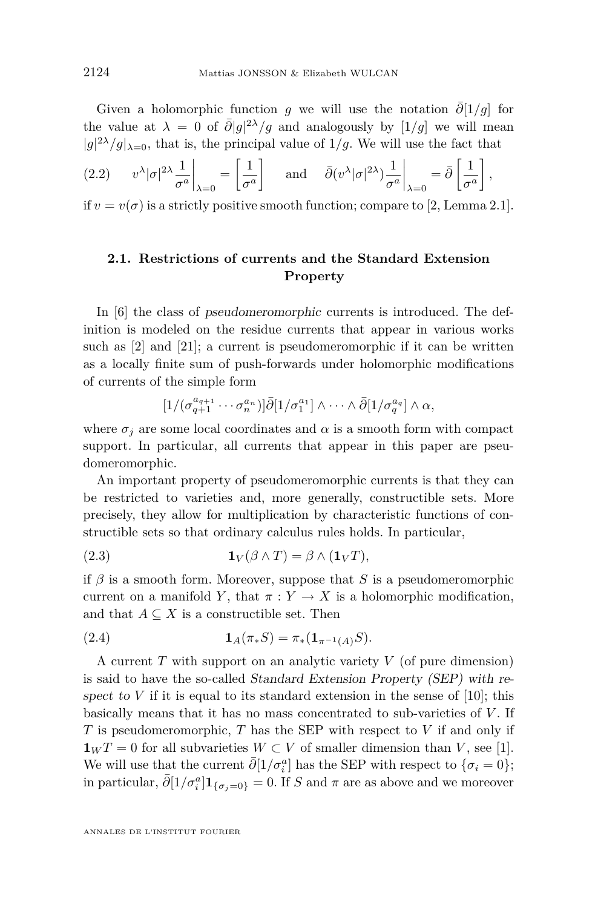Given a holomorphic function $g$ we will use the notation $\bar{\partial}[1/g]$ for the value at $\lambda = 0$ of $\bar{\partial}|g|^{2\lambda}/g$ and analogously by $[1/g]$ we will mean $|g|^{2\lambda}/g|_{\lambda=0}$, that is, the principal value of $1/g$. We will use the fact that

$$v^\lambda |\sigma|^{2\lambda} \frac{1}{\sigma^a}\bigg|_{\lambda=0} = \left[\frac{1}{\sigma^a}\right] \quad \text{and} \quad \bar{\partial}(v^\lambda |\sigma|^{2\lambda}) \frac{1}{\sigma^a}\bigg|_{\lambda=0} = \bar{\partial}\left[\frac{1}{\sigma^a}\right], \tag{2.2}$$

if $v = v(\sigma)$ is a strictly positive smooth function; compare to [2, Lemma 2.1].

### 2.1. Restrictions of currents and the Standard Extension Property

In [6] the class of *pseudomeromorphic* currents is introduced. The definition is modeled on the residue currents that appear in various works such as [2] and [21]; a current is pseudomeromorphic if it can be written as a locally finite sum of push-forwards under holomorphic modifications of currents of the simple form

$$[1/(\sigma_{q+1}^{a_{q+1}} \cdots \sigma_n^{a_n})]\bar{\partial}[1/\sigma_1^{a_1}] \wedge \cdots \wedge \bar{\partial}[1/\sigma_q^{a_q}] \wedge \alpha,$$

where $\sigma_j$ are some local coordinates and $\alpha$ is a smooth form with compact support. In particular, all currents that appear in this paper are pseudomeromorphic.

An important property of pseudomeromorphic currents is that they can be restricted to varieties and, more generally, constructible sets. More precisely, they allow for multiplication by characteristic functions of constructible sets so that ordinary calculus rules holds. In particular,

$$\mathbf{1}_V(\beta \wedge T) = \beta \wedge (\mathbf{1}_V T), \tag{2.3}$$

if $\beta$ is a smooth form. Moreover, suppose that $S$ is a pseudomeromorphic current on a manifold $Y$, that $\pi : Y \to X$ is a holomorphic modification, and that $A \subseteq X$ is a constructible set. Then

$$\mathbf{1}_A(\pi_* S) = \pi_*(\mathbf{1}_{\pi^{-1}(A)} S). \tag{2.4}$$

A current $T$ with support on an analytic variety $V$ (of pure dimension) is said to have the so-called *Standard Extension Property (SEP) with respect to $V$* if it is equal to its standard extension in the sense of [10]; this basically means that it has no mass concentrated to sub-varieties of $V$. If $T$ is pseudomeromorphic, $T$ has the SEP with respect to $V$ if and only if $\mathbf{1}_W T = 0$ for all subvarieties $W \subset V$ of smaller dimension than $V$, see [1]. We will use that the current $\bar{\partial}[1/\sigma_i^a]$ has the SEP with respect to $\{\sigma_i = 0\}$; in particular, $\bar{\partial}[1/\sigma_i^a]\mathbf{1}_{\{\sigma_j=0\}} = 0$. If $S$ and $\pi$ are as above and we moreover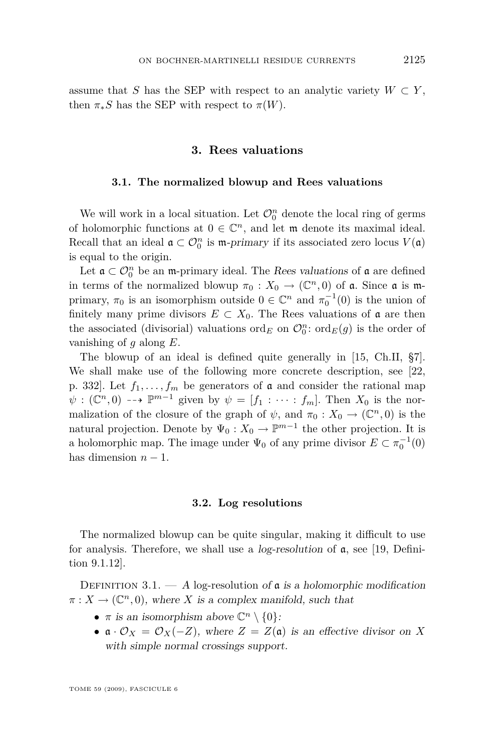assume that $S$ has the SEP with respect to an analytic variety $W \subset Y$, then $\pi_* S$ has the SEP with respect to $\pi(W)$.

## 3. Rees valuations

### 3.1. The normalized blowup and Rees valuations

We will work in a local situation. Let $\mathcal{O}_0^n$ denote the local ring of germs of holomorphic functions at $0 \in \mathbb{C}^n$, and let $\mathfrak{m}$ denote its maximal ideal. Recall that an ideal $\mathfrak{a} \subset \mathcal{O}_0^n$ is $\mathfrak{m}$-*primary* if its associated zero locus $V(\mathfrak{a})$ is equal to the origin.

Let $\mathfrak{a} \subset \mathcal{O}_0^n$ be an $\mathfrak{m}$-primary ideal. The *Rees valuations* of $\mathfrak{a}$ are defined in terms of the normalized blowup $\pi_0 : X_0 \to (\mathbb{C}^n, 0)$ of $\mathfrak{a}$. Since $\mathfrak{a}$ is $\mathfrak{m}$-primary, $\pi_0$ is an isomorphism outside $0 \in \mathbb{C}^n$ and $\pi_0^{-1}(0)$ is the union of finitely many prime divisors $E \subset X_0$. The Rees valuations of $\mathfrak{a}$ are then the associated (divisorial) valuations $\operatorname{ord}_E$ on $\mathcal{O}_0^n$: $\operatorname{ord}_E(g)$ is the order of vanishing of $g$ along $E$.

The blowup of an ideal is defined quite generally in [15, Ch.II, §7]. We shall make use of the following more concrete description, see [22, p. 332]. Let $f_1, \dots, f_m$ be generators of $\mathfrak{a}$ and consider the rational map $\psi : (\mathbb{C}^n, 0) \dashrightarrow \mathbb{P}^{m-1}$ given by $\psi = [f_1 : \cdots : f_m]$. Then $X_0$ is the normalization of the closure of the graph of $\psi$, and $\pi_0 : X_0 \to (\mathbb{C}^n, 0)$ is the natural projection. Denote by $\Psi_0 : X_0 \to \mathbb{P}^{m-1}$ the other projection. It is a holomorphic map. The image under $\Psi_0$ of any prime divisor $E \subset \pi_0^{-1}(0)$ has dimension $n-1$.

### 3.2. Log resolutions

The normalized blowup can be quite singular, making it difficult to use for analysis. Therefore, we shall use a *log-resolution* of $\mathfrak{a}$, see [19, Definition 9.1.12].

Definition 3.1. — *A* log-resolution *of $\mathfrak{a}$ is a holomorphic modification $\pi : X \to (\mathbb{C}^n, 0)$, where $X$ is a complex manifold, such that*

- *$\pi$ is an isomorphism above $\mathbb{C}^n \setminus \{0\}$;*
- *$\mathfrak{a} \cdot \mathcal{O}_X = \mathcal{O}_X(-Z)$, where $Z = Z(\mathfrak{a})$ is an effective divisor on $X$ with simple normal crossings support.*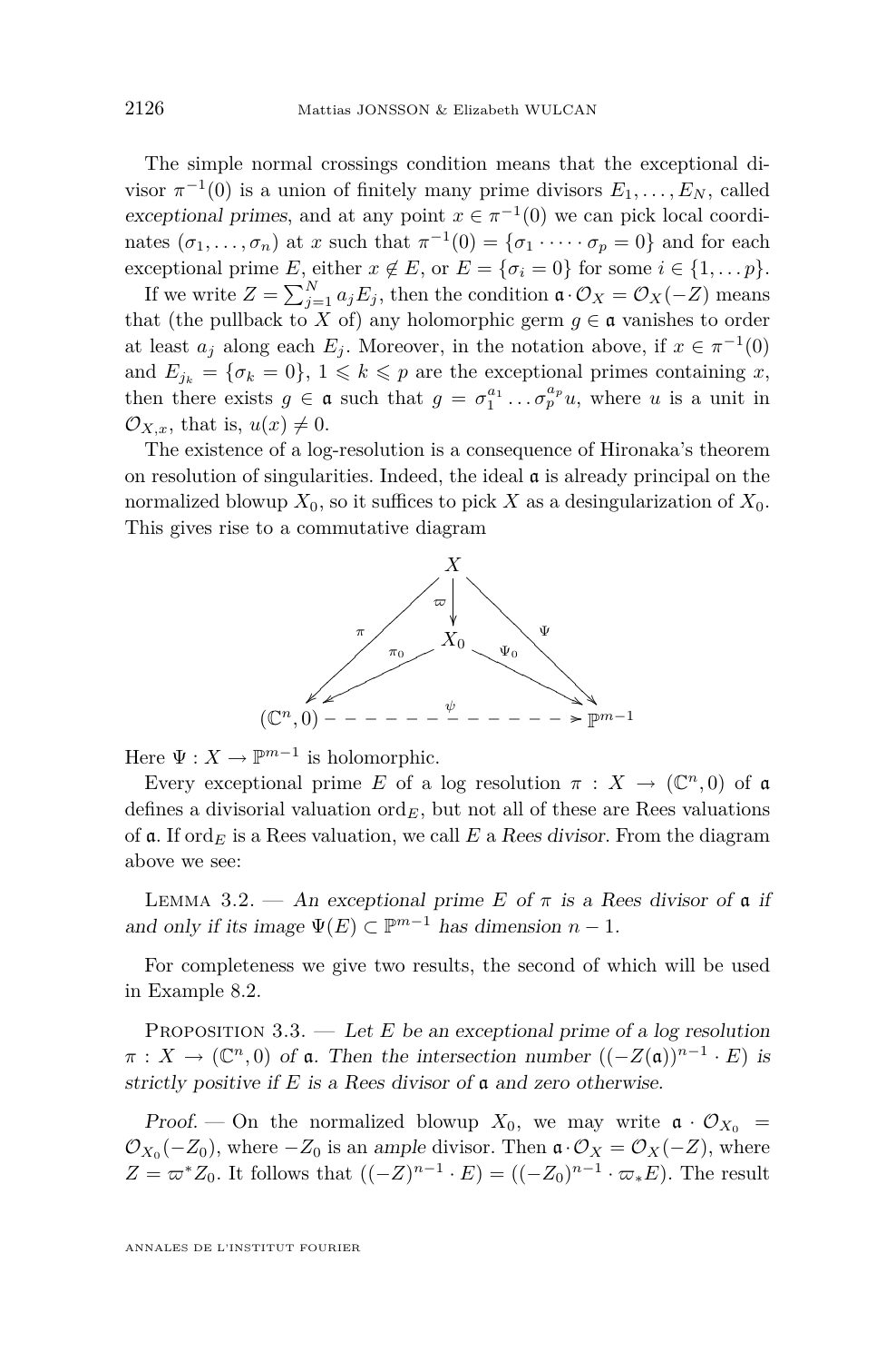The simple normal crossings condition means that the exceptional divisor $\pi^{-1}(0)$ is a union of finitely many prime divisors $E_1, \dots, E_N$, called *exceptional primes*, and at any point $x \in \pi^{-1}(0)$ we can pick local coordinates $(\sigma_1, \dots, \sigma_n)$ at $x$ such that $\pi^{-1}(0) = \{\sigma_1 \cdot \dots \cdot \sigma_p = 0\}$ and for each exceptional prime $E$, either $x \notin E$, or $E = \{\sigma_i = 0\}$ for some $i \in \{1, \dots p\}$.

If we write $Z = \sum_{j=1}^N a_j E_j$, then the condition $\mathfrak{a} \cdot \mathcal{O}_X = \mathcal{O}_X(-Z)$ means that (the pullback to $X$ of) any holomorphic germ $g \in \mathfrak{a}$ vanishes to order at least $a_j$ along each $E_j$. Moreover, in the notation above, if $x \in \pi^{-1}(0)$ and $E_{j_k} = \{\sigma_k = 0\}$, $1 \leqslant k \leqslant p$ are the exceptional primes containing $x$, then there exists $g \in \mathfrak{a}$ such that $g = \sigma_1^{a_1} \dots \sigma_p^{a_p} u$, where $u$ is a unit in $\mathcal{O}_{X,x}$, that is, $u(x) \neq 0$.

The existence of a log-resolution is a consequence of Hironaka's theorem on resolution of singularities. Indeed, the ideal $\mathfrak{a}$ is already principal on the normalized blowup $X_0$, so it suffices to pick $X$ as a desingularization of $X_0$. This gives rise to a commutative diagram

$$
\begin{array}{ccccc}
 & & X & & \\
 & \overset{\pi}{\swarrow} & \downarrow \varpi & \overset{\Psi}{\searrow} & \\
 & & X_0 & & \\
 & \overset{\pi_0}{\swarrow} & & \overset{\Psi_0}{\searrow} & \\
(\mathbb{C}^n, 0) & & \overset{\psi}{\dashrightarrow} & & \mathbb{P}^{m-1}
\end{array}
$$

Here $\Psi : X \to \mathbb{P}^{m-1}$ is holomorphic.

Every exceptional prime $E$ of a log resolution $\pi : X \to (\mathbb{C}^n, 0)$ of $\mathfrak{a}$ defines a divisorial valuation $\operatorname{ord}_E$, but not all of these are Rees valuations of $\mathfrak{a}$. If $\operatorname{ord}_E$ is a Rees valuation, we call $E$ a *Rees divisor*. From the diagram above we see:

Lemma 3.2. — *An exceptional prime $E$ of $\pi$ is a Rees divisor of $\mathfrak{a}$ if and only if its image $\Psi(E) \subset \mathbb{P}^{m-1}$ has dimension $n-1$.*

For completeness we give two results, the second of which will be used in Example 8.2.

Proposition 3.3. — *Let $E$ be an exceptional prime of a log resolution $\pi : X \to (\mathbb{C}^n, 0)$ of $\mathfrak{a}$. Then the intersection number $((-Z(\mathfrak{a}))^{n-1} \cdot E)$ is strictly positive if $E$ is a Rees divisor of $\mathfrak{a}$ and zero otherwise.*

*Proof.* — On the normalized blowup $X_0$, we may write $\mathfrak{a} \cdot \mathcal{O}_{X_0} = \mathcal{O}_{X_0}(-Z_0)$, where $-Z_0$ is an *ample* divisor. Then $\mathfrak{a} \cdot \mathcal{O}_X = \mathcal{O}_X(-Z)$, where $Z = \varpi^* Z_0$. It follows that $((-Z)^{n-1} \cdot E) = ((-Z_0)^{n-1} \cdot \varpi_* E)$. The result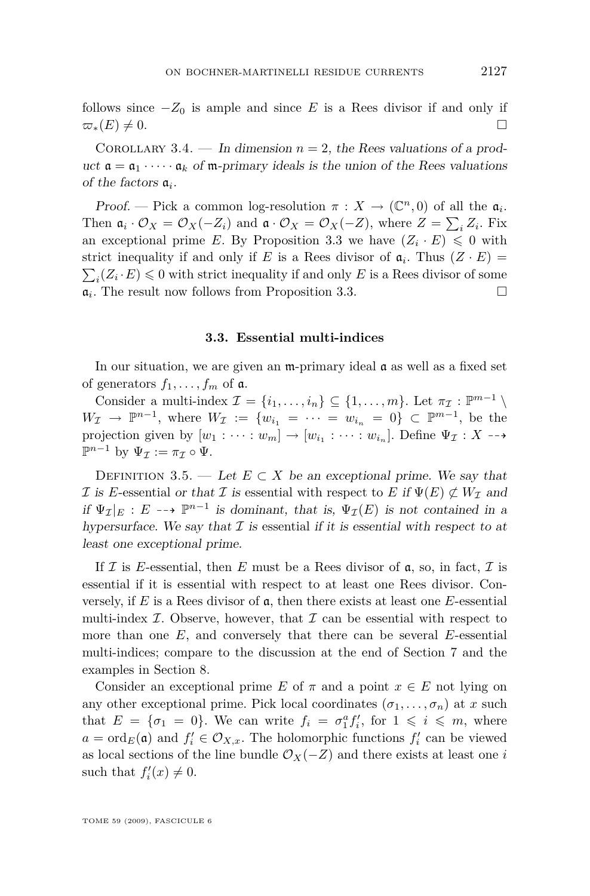follows since $-Z_0$ is ample and since $E$ is a Rees divisor if and only if $\varpi_*(E) \neq 0$. $\square$

Corollary 3.4. — *In dimension $n = 2$, the Rees valuations of a product $\mathfrak{a} = \mathfrak{a}_1 \cdot \dots \cdot \mathfrak{a}_k$ of $\mathfrak{m}$-primary ideals is the union of the Rees valuations of the factors $\mathfrak{a}_i$.*

*Proof.* — Pick a common log-resolution $\pi : X \to (\mathbb{C}^n, 0)$ of all the $\mathfrak{a}_i$. Then $\mathfrak{a}_i \cdot \mathcal{O}_X = \mathcal{O}_X(-Z_i)$ and $\mathfrak{a} \cdot \mathcal{O}_X = \mathcal{O}_X(-Z)$, where $Z = \sum_i Z_i$. Fix an exceptional prime $E$. By Proposition 3.3 we have $(Z_i \cdot E) \leqslant 0$ with strict inequality if and only if $E$ is a Rees divisor of $\mathfrak{a}_i$. Thus $(Z \cdot E) = \sum_i (Z_i \cdot E) \leqslant 0$ with strict inequality if and only $E$ is a Rees divisor of some $\mathfrak{a}_i$. The result now follows from Proposition 3.3. $\square$

### 3.3. Essential multi-indices

In our situation, we are given an $\mathfrak{m}$-primary ideal $\mathfrak{a}$ as well as a fixed set of generators $f_1, \dots, f_m$ of $\mathfrak{a}$.

Consider a multi-index $\mathcal{I} = \{i_1, \dots, i_n\} \subseteq \{1, \dots, m\}$. Let $\pi_{\mathcal{I}} : \mathbb{P}^{m-1} \setminus W_{\mathcal{I}} \to \mathbb{P}^{n-1}$, where $W_{\mathcal{I}} := \{w_{i_1} = \dots = w_{i_n} = 0\} \subset \mathbb{P}^{m-1}$, be the projection given by $[w_1 : \dots : w_m] \to [w_{i_1} : \dots : w_{i_n}]$. Define $\Psi_{\mathcal{I}} : X \dashrightarrow \mathbb{P}^{n-1}$ by $\Psi_{\mathcal{I}} := \pi_{\mathcal{I}} \circ \Psi$.

Definition 3.5. — *Let $E \subset X$ be an exceptional prime. We say that $\mathcal{I}$ is* $E$-essential *or that $\mathcal{I}$ is* essential with respect to $E$ *if $\Psi(E) \not\subset W_{\mathcal{I}}$ and if $\Psi_{\mathcal{I}}|_E : E \dashrightarrow \mathbb{P}^{n-1}$ is dominant, that is, $\Psi_{\mathcal{I}}(E)$ is not contained in a hypersurface. We say that $\mathcal{I}$ is* essential *if it is essential with respect to at least one exceptional prime.*

If $\mathcal{I}$ is $E$-essential, then $E$ must be a Rees divisor of $\mathfrak{a}$, so, in fact, $\mathcal{I}$ is essential if it is essential with respect to at least one Rees divisor. Conversely, if $E$ is a Rees divisor of $\mathfrak{a}$, then there exists at least one $E$-essential multi-index $\mathcal{I}$. Observe, however, that $\mathcal{I}$ can be essential with respect to more than one $E$, and conversely that there can be several $E$-essential multi-indices; compare to the discussion at the end of Section 7 and the examples in Section 8.

Consider an exceptional prime $E$ of $\pi$ and a point $x \in E$ not lying on any other exceptional prime. Pick local coordinates $(\sigma_1, \dots, \sigma_n)$ at $x$ such that $E = \{\sigma_1 = 0\}$. We can write $f_i = \sigma_1^a f_i'$, for $1 \leqslant i \leqslant m$, where $a = \operatorname{ord}_E(\mathfrak{a})$ and $f_i' \in \mathcal{O}_{X,x}$. The holomorphic functions $f_i'$ can be viewed as local sections of the line bundle $\mathcal{O}_X(-Z)$ and there exists at least one $i$ such that $f_i'(x) \neq 0$.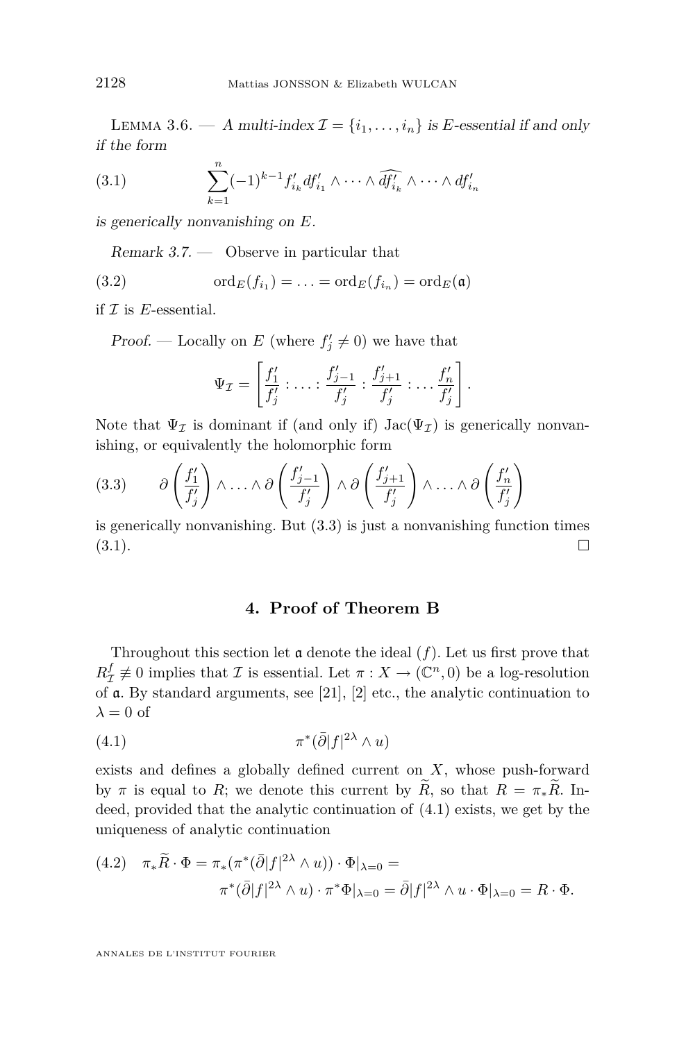Lemma 3.6. — *A multi-index $\mathcal{I} = \{i_1, \ldots, i_n\}$ is $E$-essential if and only if the form*

$$\sum_{k=1}^{n}(-1)^{k-1} f'_{i_k} df'_{i_1} \wedge \cdots \wedge \widehat{df'_{i_k}} \wedge \cdots \wedge df'_{i_n} \tag{3.1}$$

*is generically nonvanishing on $E$.*

*Remark 3.7.* — Observe in particular that

$$\mathrm{ord}_E(f_{i_1}) = \ldots = \mathrm{ord}_E(f_{i_n}) = \mathrm{ord}_E(\mathfrak{a}) \tag{3.2}$$

if $\mathcal{I}$ is $E$-essential.

*Proof.* — Locally on $E$ (where $f'_j \neq 0$) we have that

$$\Psi_{\mathcal{I}} = \left[\frac{f'_1}{f'_j} : \ldots : \frac{f'_{j-1}}{f'_j} : \frac{f'_{j+1}}{f'_j} : \ldots \frac{f'_n}{f'_j}\right].$$

Note that $\Psi_{\mathcal{I}}$ is dominant if (and only if) $\mathrm{Jac}(\Psi_{\mathcal{I}})$ is generically nonvanishing, or equivalently the holomorphic form

$$\partial\left(\frac{f'_1}{f'_j}\right) \wedge \ldots \wedge \partial\left(\frac{f'_{j-1}}{f'_j}\right) \wedge \partial\left(\frac{f'_{j+1}}{f'_j}\right) \wedge \ldots \wedge \partial\left(\frac{f'_n}{f'_j}\right) \tag{3.3}$$

is generically nonvanishing. But (3.3) is just a nonvanishing function times (3.1). $\square$

## 4. Proof of Theorem B

Throughout this section let $\mathfrak{a}$ denote the ideal $(f)$. Let us first prove that $R^f_{\mathcal{I}} \not\equiv 0$ implies that $\mathcal{I}$ is essential. Let $\pi : X \to (\mathbb{C}^n, 0)$ be a log-resolution of $\mathfrak{a}$. By standard arguments, see [21], [2] etc., the analytic continuation to $\lambda = 0$ of

$$\pi^*(\bar\partial |f|^{2\lambda} \wedge u) \tag{4.1}$$

exists and defines a globally defined current on $X$, whose push-forward by $\pi$ is equal to $R$; we denote this current by $\widetilde{R}$, so that $R = \pi_* \widetilde{R}$. Indeed, provided that the analytic continuation of (4.1) exists, we get by the uniqueness of analytic continuation

$$\begin{aligned}\pi_*\widetilde{R} \cdot \Phi = \pi_*(\pi^*(\bar\partial |f|^{2\lambda} \wedge u)) \cdot \Phi|_{\lambda=0} = \\ \pi^*(\bar\partial |f|^{2\lambda} \wedge u) \cdot \pi^*\Phi|_{\lambda=0} = \bar\partial |f|^{2\lambda} \wedge u \cdot \Phi|_{\lambda=0} = R \cdot \Phi.\end{aligned} \tag{4.2}$$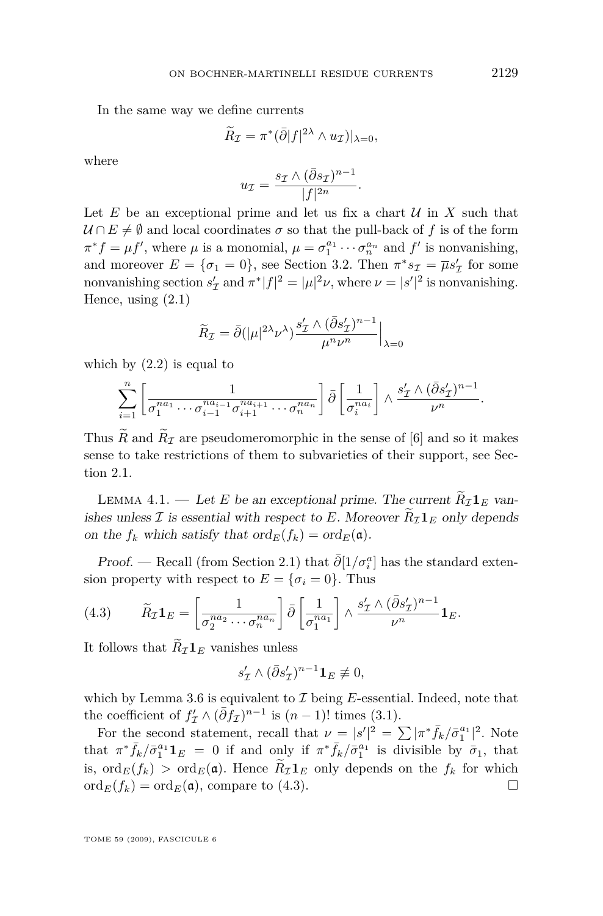In the same way we define currents

$$\widetilde{R}_{\mathcal{I}} = \pi^*(\bar{\partial}|f|^{2\lambda} \wedge u_{\mathcal{I}})|_{\lambda=0},$$

where

$$u_{\mathcal{I}} = \frac{s_{\mathcal{I}} \wedge (\bar{\partial} s_{\mathcal{I}})^{n-1}}{|f|^{2n}}.$$

Let $E$ be an exceptional prime and let us fix a chart $\mathcal{U}$ in $X$ such that $\mathcal{U} \cap E \neq \emptyset$ and local coordinates $\sigma$ so that the pull-back of $f$ is of the form $\pi^* f = \mu f'$, where $\mu$ is a monomial, $\mu = \sigma_1^{a_1} \cdots \sigma_n^{a_n}$ and $f'$ is nonvanishing, and moreover $E = \{\sigma_1 = 0\}$, see Section 3.2. Then $\pi^* s_{\mathcal{I}} = \overline{\mu} s'_{\mathcal{I}}$ for some nonvanishing section $s'_{\mathcal{I}}$ and $\pi^*|f|^2 = |\mu|^2 \nu$, where $\nu = |s'|^2$ is nonvanishing. Hence, using (2.1)

$$\widetilde{R}_{\mathcal{I}} = \bar{\partial}(|\mu|^{2\lambda}\nu^{\lambda}) \frac{s'_{\mathcal{I}} \wedge (\bar{\partial} s'_{\mathcal{I}})^{n-1}}{\mu^n \nu^n}\Big|_{\lambda=0}$$

which by (2.2) is equal to

$$\sum_{i=1}^{n} \left[\frac{1}{\sigma_1^{na_1} \cdots \sigma_{i-1}^{na_{i-1}} \sigma_{i+1}^{na_{i+1}} \cdots \sigma_n^{na_n}}\right] \bar{\partial}\left[\frac{1}{\sigma_i^{na_i}}\right] \wedge \frac{s'_{\mathcal{I}} \wedge (\bar{\partial} s'_{\mathcal{I}})^{n-1}}{\nu^n}.$$

Thus $\widetilde{R}$ and $\widetilde{R}_{\mathcal{I}}$ are pseudomeromorphic in the sense of [6] and so it makes sense to take restrictions of them to subvarieties of their support, see Section 2.1.

Lemma 4.1. — *Let $E$ be an exceptional prime. The current $\widetilde{R}_{\mathcal{I}} \mathbf{1}_E$ vanishes unless $\mathcal{I}$ is essential with respect to $E$. Moreover $\widetilde{R}_{\mathcal{I}} \mathbf{1}_E$ only depends on the $f_k$ which satisfy that $\operatorname{ord}_E(f_k) = \operatorname{ord}_E(\mathfrak{a})$.*

*Proof.* — Recall (from Section 2.1) that $\bar{\partial}[1/\sigma_i^a]$ has the standard extension property with respect to $E = \{\sigma_i = 0\}$. Thus

$$\widetilde{R}_{\mathcal{I}} \mathbf{1}_E = \left[\frac{1}{\sigma_2^{na_2} \cdots \sigma_n^{na_n}}\right] \bar{\partial}\left[\frac{1}{\sigma_1^{na_1}}\right] \wedge \frac{s'_{\mathcal{I}} \wedge (\bar{\partial} s'_{\mathcal{I}})^{n-1}}{\nu^n} \mathbf{1}_E. \tag{4.3}$$

It follows that $\widetilde{R}_{\mathcal{I}} \mathbf{1}_E$ vanishes unless

$$s'_{\mathcal{I}} \wedge (\bar{\partial} s'_{\mathcal{I}})^{n-1} \mathbf{1}_E \not\equiv 0,$$

which by Lemma 3.6 is equivalent to $\mathcal{I}$ being $E$-essential. Indeed, note that the coefficient of $f'_{\mathcal{I}} \wedge (\bar{\partial} f_{\mathcal{I}})^{n-1}$ is $(n-1)!$ times (3.1).

For the second statement, recall that $\nu = |s'|^2 = \sum |\pi^* \bar{f}_k / \bar{\sigma}_1^{a_1}|^2$. Note that $\pi^* \bar{f}_k / \bar{\sigma}_1^{a_1} \mathbf{1}_E = 0$ if and only if $\pi^* \bar{f}_k / \bar{\sigma}_1^{a_1}$ is divisible by $\bar{\sigma}_1$, that is, $\operatorname{ord}_E(f_k) > \operatorname{ord}_E(\mathfrak{a})$. Hence $\widetilde{R}_{\mathcal{I}} \mathbf{1}_E$ only depends on the $f_k$ for which $\operatorname{ord}_E(f_k) = \operatorname{ord}_E(\mathfrak{a})$, compare to (4.3). $\square$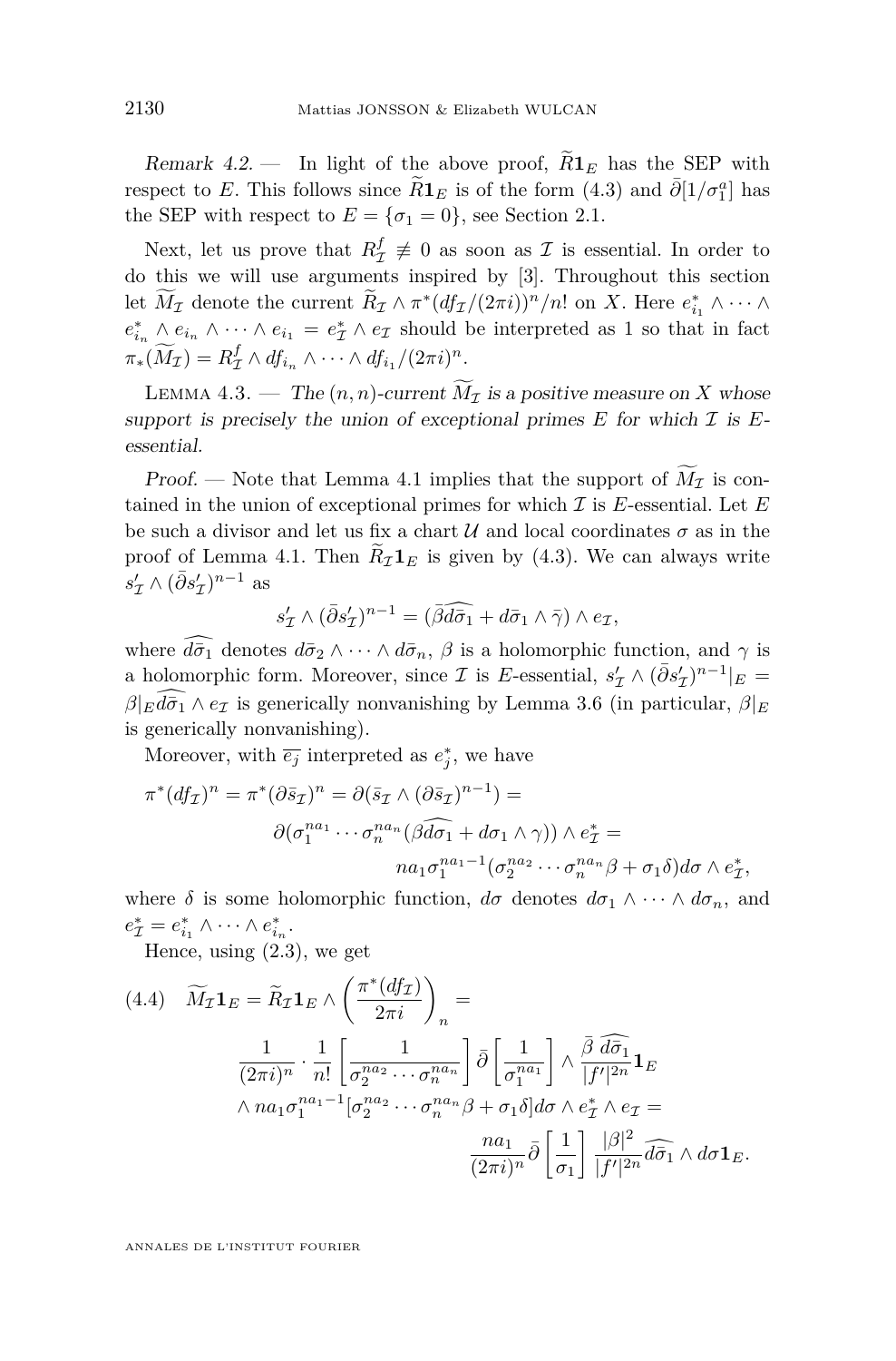*Remark 4.2.* — In light of the above proof, $\widetilde{R}\mathbf{1}_E$ has the SEP with respect to $E$. This follows since $\widetilde{R}\mathbf{1}_E$ is of the form (4.3) and $\bar\partial[1/\sigma_1^a]$ has the SEP with respect to $E = \{\sigma_1 = 0\}$, see Section 2.1.

Next, let us prove that $R^f_{\mathcal{I}} \not\equiv 0$ as soon as $\mathcal{I}$ is essential. In order to do this we will use arguments inspired by [3]. Throughout this section let $\widetilde{M_{\mathcal{I}}}$ denote the current $\widetilde{R}_{\mathcal{I}} \wedge \pi^*(df_{\mathcal{I}}/(2\pi i))^n/n!$ on $X$. Here $e^*_{i_1} \wedge \cdots \wedge e^*_{i_n} \wedge e_{i_n} \wedge \cdots \wedge e_{i_1} = e^*_{\mathcal{I}} \wedge e_{\mathcal{I}}$ should be interpreted as 1 so that in fact $\pi_*(\widetilde{M_{\mathcal{I}}}) = R^f_{\mathcal{I}} \wedge df_{i_n} \wedge \cdots \wedge df_{i_1}/(2\pi i)^n$.

Lemma 4.3. — *The $(n,n)$-current $\widetilde{M_{\mathcal{I}}}$ is a positive measure on $X$ whose support is precisely the union of exceptional primes $E$ for which $\mathcal{I}$ is $E$-essential.*

*Proof.* — Note that Lemma 4.1 implies that the support of $\widetilde{M_{\mathcal{I}}}$ is contained in the union of exceptional primes for which $\mathcal{I}$ is $E$-essential. Let $E$ be such a divisor and let us fix a chart $\mathcal{U}$ and local coordinates $\sigma$ as in the proof of Lemma 4.1. Then $\widetilde{R}_{\mathcal{I}}\mathbf{1}_E$ is given by (4.3). We can always write $s'_{\mathcal{I}} \wedge (\bar\partial s'_{\mathcal{I}})^{n-1}$ as

$$s'_{\mathcal{I}} \wedge (\bar\partial s'_{\mathcal{I}})^{n-1} = (\bar\beta \widehat{d\bar\sigma_1} + d\bar\sigma_1 \wedge \bar\gamma) \wedge e_{\mathcal{I}},$$

where $\widehat{d\bar\sigma_1}$ denotes $d\bar\sigma_2 \wedge \cdots \wedge d\bar\sigma_n$, $\beta$ is a holomorphic function, and $\gamma$ is a holomorphic form. Moreover, since $\mathcal{I}$ is $E$-essential, $s'_{\mathcal{I}} \wedge (\bar\partial s'_{\mathcal{I}})^{n-1}|_E = \bar\beta|_E \widehat{d\bar\sigma_1} \wedge e_{\mathcal{I}}$ is generically nonvanishing by Lemma 3.6 (in particular, $\beta|_E$ is generically nonvanishing).

Moreover, with $\overline{e_j}$ interpreted as $e^*_j$, we have

$$\begin{aligned}\pi^*(df_{\mathcal{I}})^n = \pi^*(\partial \bar s_{\mathcal{I}})^n = \partial(\bar s_{\mathcal{I}} \wedge (\partial \bar s_{\mathcal{I}})^{n-1}) = \\ \partial(\sigma_1^{na_1} \cdots \sigma_n^{na_n}(\beta \widehat{d\sigma_1} + d\sigma_1 \wedge \gamma)) \wedge e^*_{\mathcal{I}} = \\ na_1 \sigma_1^{na_1-1}(\sigma_2^{na_2} \cdots \sigma_n^{na_n}\beta + \sigma_1 \delta) d\sigma \wedge e^*_{\mathcal{I}},\end{aligned}$$

where $\delta$ is some holomorphic function, $d\sigma$ denotes $d\sigma_1 \wedge \cdots \wedge d\sigma_n$, and $e^*_{\mathcal{I}} = e^*_{i_1} \wedge \cdots \wedge e^*_{i_n}$.

Hence, using (2.3), we get

$$\begin{aligned}(4.4) \quad \widetilde{M_{\mathcal{I}}}\mathbf{1}_E = \widetilde{R}_{\mathcal{I}}\mathbf{1}_E \wedge \left(\frac{\pi^*(df_{\mathcal{I}})}{2\pi i}\right)_n = \\ \frac{1}{(2\pi i)^n} \cdot \frac{1}{n!}\left[\frac{1}{\sigma_2^{na_2} \cdots \sigma_n^{na_n}}\right] \bar\partial \left[\frac{1}{\sigma_1^{na_1}}\right] \wedge \frac{\bar\beta \, \widehat{d\bar\sigma_1}}{|f'|^{2n}}\mathbf{1}_E \\ \wedge\, na_1 \sigma_1^{na_1-1}[\sigma_2^{na_2} \cdots \sigma_n^{na_n}\beta + \sigma_1 \delta] d\sigma \wedge e^*_{\mathcal{I}} \wedge e_{\mathcal{I}} = \\ \frac{na_1}{(2\pi i)^n} \bar\partial \left[\frac{1}{\sigma_1}\right] \frac{|\beta|^2}{|f'|^{2n}} \widehat{d\bar\sigma_1} \wedge d\sigma \mathbf{1}_E.\end{aligned}$$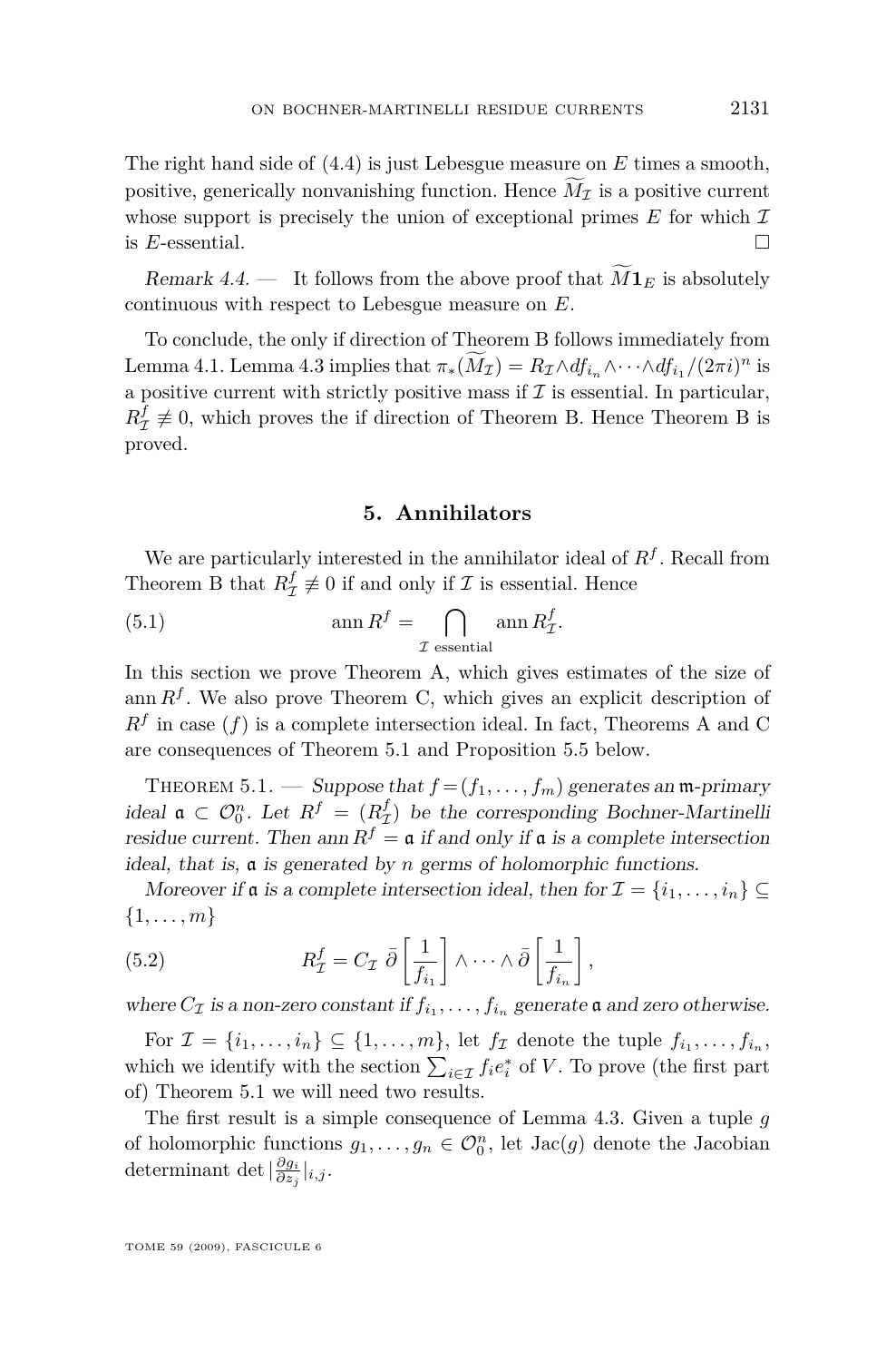The right hand side of (4.4) is just Lebesgue measure on $E$ times a smooth, positive, generically nonvanishing function. Hence $\widetilde{M}_{\mathcal{I}}$ is a positive current whose support is precisely the union of exceptional primes $E$ for which $\mathcal{I}$ is $E$-essential. □

*Remark 4.4.* — It follows from the above proof that $\widetilde{M}\mathbf{1}_E$ is absolutely continuous with respect to Lebesgue measure on $E$.

To conclude, the only if direction of Theorem B follows immediately from Lemma 4.1. Lemma 4.3 implies that $\pi_*(\widetilde{M}_{\mathcal{I}}) = R_{\mathcal{I}} \wedge df_{i_n} \wedge \cdots \wedge df_{i_1}/(2\pi i)^n$ is a positive current with strictly positive mass if $\mathcal{I}$ is essential. In particular, $R^f_{\mathcal{I}} \not\equiv 0$, which proves the if direction of Theorem B. Hence Theorem B is proved.

## 5. Annihilators

We are particularly interested in the annihilator ideal of $R^f$. Recall from Theorem B that $R^f_{\mathcal{I}} \not\equiv 0$ if and only if $\mathcal{I}$ is essential. Hence

$$\operatorname{ann} R^f = \bigcap_{\mathcal{I} \text{ essential}} \operatorname{ann} R^f_{\mathcal{I}}. \tag{5.1}$$

In this section we prove Theorem A, which gives estimates of the size of $\operatorname{ann} R^f$. We also prove Theorem C, which gives an explicit description of $R^f$ in case $(f)$ is a complete intersection ideal. In fact, Theorems A and C are consequences of Theorem 5.1 and Proposition 5.5 below.

Theorem 5.1. — *Suppose that $f = (f_1, \ldots, f_m)$ generates an $\mathfrak{m}$-primary ideal $\mathfrak{a} \subset \mathcal{O}^n_0$. Let $R^f = (R^f_{\mathcal{I}})$ be the corresponding Bochner-Martinelli residue current. Then $\operatorname{ann} R^f = \mathfrak{a}$ if and only if $\mathfrak{a}$ is a complete intersection ideal, that is, $\mathfrak{a}$ is generated by $n$ germs of holomorphic functions.*

*Moreover if $\mathfrak{a}$ is a complete intersection ideal, then for $\mathcal{I} = \{i_1, \ldots, i_n\} \subseteq \{1, \ldots, m\}$*

$$R^f_{\mathcal{I}} = C_{\mathcal{I}}\, \bar\partial \left[\frac{1}{f_{i_1}}\right] \wedge \cdots \wedge \bar\partial \left[\frac{1}{f_{i_n}}\right], \tag{5.2}$$

*where $C_{\mathcal{I}}$ is a non-zero constant if $f_{i_1}, \ldots, f_{i_n}$ generate $\mathfrak{a}$ and zero otherwise.*

For $\mathcal{I} = \{i_1, \ldots, i_n\} \subseteq \{1, \ldots, m\}$, let $f_{\mathcal{I}}$ denote the tuple $f_{i_1}, \ldots, f_{i_n}$, which we identify with the section $\sum_{i \in \mathcal{I}} f_i e^*_i$ of $V$. To prove (the first part of) Theorem 5.1 we will need two results.

The first result is a simple consequence of Lemma 4.3. Given a tuple $g$ of holomorphic functions $g_1, \ldots, g_n \in \mathcal{O}^n_0$, let $\operatorname{Jac}(g)$ denote the Jacobian determinant $\det|\frac{\partial g_i}{\partial z_j}|_{i,j}$.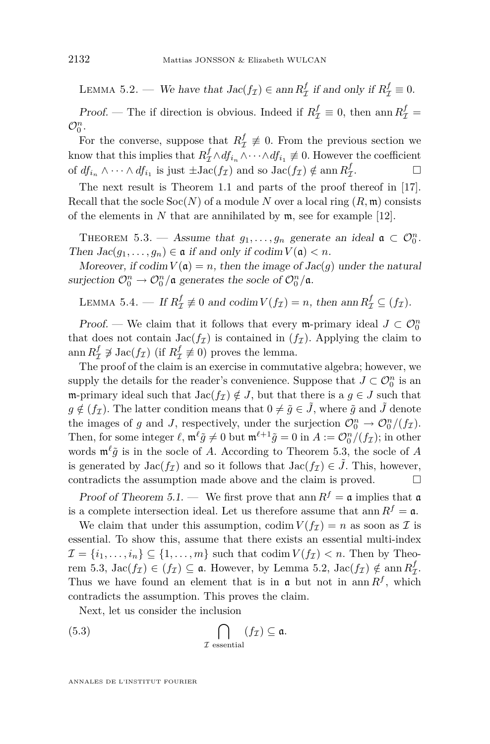Lemma 5.2. — *We have that $\mathrm{Jac}(f_{\mathcal{I}}) \in \operatorname{ann} R^f_{\mathcal{I}}$ if and only if $R^f_{\mathcal{I}} \equiv 0$.*

*Proof.* — The if direction is obvious. Indeed if $R^f_{\mathcal{I}} \equiv 0$, then $\operatorname{ann} R^f_{\mathcal{I}} = \mathcal{O}^n_0$.

For the converse, suppose that $R^f_{\mathcal{I}} \not\equiv 0$. From the previous section we know that this implies that $R^f_{\mathcal{I}} \wedge df_{i_n} \wedge \dots \wedge df_{i_1} \not\equiv 0$. However the coefficient of $df_{i_n} \wedge \dots \wedge df_{i_1}$ is just $\pm \mathrm{Jac}(f_{\mathcal{I}})$ and so $\mathrm{Jac}(f_{\mathcal{I}}) \notin \operatorname{ann} R^f_{\mathcal{I}}$. □

The next result is Theorem 1.1 and parts of the proof thereof in [17]. Recall that the socle $\mathrm{Soc}(N)$ of a module $N$ over a local ring $(R, \mathfrak{m})$ consists of the elements in $N$ that are annihilated by $\mathfrak{m}$, see for example [12].

Theorem 5.3. — *Assume that $g_1, \dots, g_n$ generate an ideal $\mathfrak{a} \subset \mathcal{O}^n_0$. Then $\mathrm{Jac}(g_1, \dots, g_n) \in \mathfrak{a}$ if and only if $\operatorname{codim} V(\mathfrak{a}) < n$.*

*Moreover, if $\operatorname{codim} V(\mathfrak{a}) = n$, then the image of $\mathrm{Jac}(g)$ under the natural surjection $\mathcal{O}^n_0 \to \mathcal{O}^n_0/\mathfrak{a}$ generates the socle of $\mathcal{O}^n_0/\mathfrak{a}$.*

Lemma 5.4. — *If $R^f_{\mathcal{I}} \not\equiv 0$ and $\operatorname{codim} V(f_{\mathcal{I}}) = n$, then $\operatorname{ann} R^f_{\mathcal{I}} \subseteq (f_{\mathcal{I}})$.*

*Proof.* — We claim that it follows that every $\mathfrak{m}$-primary ideal $J \subset \mathcal{O}^n_0$ that does not contain $\mathrm{Jac}(f_{\mathcal{I}})$ is contained in $(f_{\mathcal{I}})$. Applying the claim to $\operatorname{ann} R^f_{\mathcal{I}} \not\ni \mathrm{Jac}(f_{\mathcal{I}})$ (if $R^f_{\mathcal{I}} \not\equiv 0$) proves the lemma.

The proof of the claim is an exercise in commutative algebra; however, we supply the details for the reader's convenience. Suppose that $J \subset \mathcal{O}^n_0$ is an $\mathfrak{m}$-primary ideal such that $\mathrm{Jac}(f_{\mathcal{I}}) \notin J$, but that there is a $g \in J$ such that $g \notin (f_{\mathcal{I}})$. The latter condition means that $0 \neq \tilde{g} \in \tilde{J}$, where $\tilde{g}$ and $\tilde{J}$ denote the images of $g$ and $J$, respectively, under the surjection $\mathcal{O}^n_0 \to \mathcal{O}^n_0/(f_{\mathcal{I}})$. Then, for some integer $\ell$, $\mathfrak{m}^\ell \tilde{g} \neq 0$ but $\mathfrak{m}^{\ell+1}\tilde{g} = 0$ in $A := \mathcal{O}^n_0/(f_{\mathcal{I}})$; in other words $\mathfrak{m}^\ell \tilde{g}$ is in the socle of $A$. According to Theorem 5.3, the socle of $A$ is generated by $\mathrm{Jac}(f_{\mathcal{I}})$ and so it follows that $\mathrm{Jac}(f_{\mathcal{I}}) \in \tilde{J}$. This, however, contradicts the assumption made above and the claim is proved. □

*Proof of Theorem 5.1.* — We first prove that $\operatorname{ann} R^f = \mathfrak{a}$ implies that $\mathfrak{a}$ is a complete intersection ideal. Let us therefore assume that $\operatorname{ann} R^f = \mathfrak{a}$.

We claim that under this assumption, $\operatorname{codim} V(f_{\mathcal{I}}) = n$ as soon as $\mathcal{I}$ is essential. To show this, assume that there exists an essential multi-index $\mathcal{I} = \{i_1, \dots, i_n\} \subseteq \{1, \dots, m\}$ such that $\operatorname{codim} V(f_{\mathcal{I}}) < n$. Then by Theorem 5.3, $\mathrm{Jac}(f_{\mathcal{I}}) \in (f_{\mathcal{I}}) \subseteq \mathfrak{a}$. However, by Lemma 5.2, $\mathrm{Jac}(f_{\mathcal{I}}) \notin \operatorname{ann} R^f_{\mathcal{I}}$. Thus we have found an element that is in $\mathfrak{a}$ but not in $\operatorname{ann} R^f$, which contradicts the assumption. This proves the claim.

Next, let us consider the inclusion

$$\bigcap_{\mathcal{I} \text{ essential}} (f_{\mathcal{I}}) \subseteq \mathfrak{a}. \tag{5.3}$$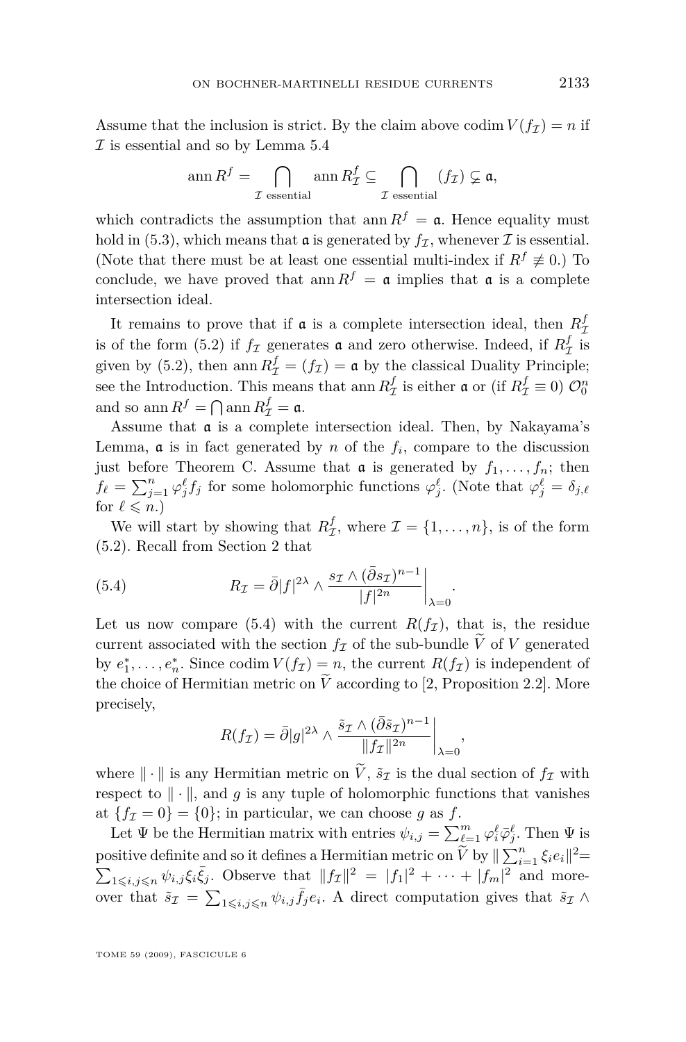Assume that the inclusion is strict. By the claim above $\operatorname{codim} V(f_{\mathcal{I}}) = n$ if $\mathcal{I}$ is essential and so by Lemma 5.4

$$\operatorname{ann} R^f = \bigcap_{\mathcal{I} \text{ essential}} \operatorname{ann} R^f_{\mathcal{I}} \subseteq \bigcap_{\mathcal{I} \text{ essential}} (f_{\mathcal{I}}) \subsetneq \mathfrak{a},$$

which contradicts the assumption that $\operatorname{ann} R^f = \mathfrak{a}$. Hence equality must hold in (5.3), which means that $\mathfrak{a}$ is generated by $f_{\mathcal{I}}$, whenever $\mathcal{I}$ is essential. (Note that there must be at least one essential multi-index if $R^f \not\equiv 0$.) To conclude, we have proved that $\operatorname{ann} R^f = \mathfrak{a}$ implies that $\mathfrak{a}$ is a complete intersection ideal.

It remains to prove that if $\mathfrak{a}$ is a complete intersection ideal, then $R^f_{\mathcal{I}}$ is of the form (5.2) if $f_{\mathcal{I}}$ generates $\mathfrak{a}$ and zero otherwise. Indeed, if $R^f_{\mathcal{I}}$ is given by (5.2), then $\operatorname{ann} R^f_{\mathcal{I}} = (f_{\mathcal{I}}) = \mathfrak{a}$ by the classical Duality Principle; see the Introduction. This means that $\operatorname{ann} R^f_{\mathcal{I}}$ is either $\mathfrak{a}$ or (if $R^f_{\mathcal{I}} \equiv 0$) $\mathcal{O}^n_0$ and so $\operatorname{ann} R^f = \bigcap \operatorname{ann} R^f_{\mathcal{I}} = \mathfrak{a}$.

Assume that $\mathfrak{a}$ is a complete intersection ideal. Then, by Nakayama's Lemma, $\mathfrak{a}$ is in fact generated by $n$ of the $f_i$, compare to the discussion just before Theorem C. Assume that $\mathfrak{a}$ is generated by $f_1, \ldots, f_n$; then $f_\ell = \sum_{j=1}^n \varphi^\ell_j f_j$ for some holomorphic functions $\varphi^\ell_j$. (Note that $\varphi^\ell_j = \delta_{j,\ell}$ for $\ell \leqslant n$.)

We will start by showing that $R^f_{\mathcal{I}}$, where $\mathcal{I} = \{1, \ldots, n\}$, is of the form (5.2). Recall from Section 2 that

$$R_{\mathcal{I}} = \bar{\partial}|f|^{2\lambda} \wedge \frac{s_{\mathcal{I}} \wedge (\bar{\partial} s_{\mathcal{I}})^{n-1}}{|f|^{2n}}\bigg|_{\lambda=0}. \tag{5.4}$$

Let us now compare (5.4) with the current $R(f_{\mathcal{I}})$, that is, the residue current associated with the section $f_{\mathcal{I}}$ of the sub-bundle $\widetilde{V}$ of $V$ generated by $e^*_1, \ldots, e^*_n$. Since $\operatorname{codim} V(f_{\mathcal{I}}) = n$, the current $R(f_{\mathcal{I}})$ is independent of the choice of Hermitian metric on $\widetilde{V}$ according to [2, Proposition 2.2]. More precisely,

$$R(f_{\mathcal{I}}) = \bar{\partial}|g|^{2\lambda} \wedge \frac{\tilde{s}_{\mathcal{I}} \wedge (\bar{\partial} \tilde{s}_{\mathcal{I}})^{n-1}}{\|f_{\mathcal{I}}\|^{2n}}\bigg|_{\lambda=0},$$

where $\|\cdot\|$ is any Hermitian metric on $\widetilde{V}$, $\tilde{s}_{\mathcal{I}}$ is the dual section of $f_{\mathcal{I}}$ with respect to $\|\cdot\|$, and $g$ is any tuple of holomorphic functions that vanishes at $\{f_{\mathcal{I}} = 0\} = \{0\}$; in particular, we can choose $g$ as $f$.

Let $\Psi$ be the Hermitian matrix with entries $\psi_{i,j} = \sum_{\ell=1}^m \varphi^\ell_i \bar{\varphi}^\ell_j$. Then $\Psi$ is positive definite and so it defines a Hermitian metric on $\widetilde{V}$ by $\|\sum_{i=1}^n \xi_i e_i\|^2 = \sum_{1\leqslant i,j\leqslant n} \psi_{i,j} \xi_i \bar{\xi}_j$. Observe that $\|f_{\mathcal{I}}\|^2 = |f_1|^2 + \cdots + |f_m|^2$ and moreover that $\tilde{s}_{\mathcal{I}} = \sum_{1\leqslant i,j\leqslant n} \psi_{i,j} \bar{f}_j e_i$. A direct computation gives that $\tilde{s}_{\mathcal{I}} \wedge$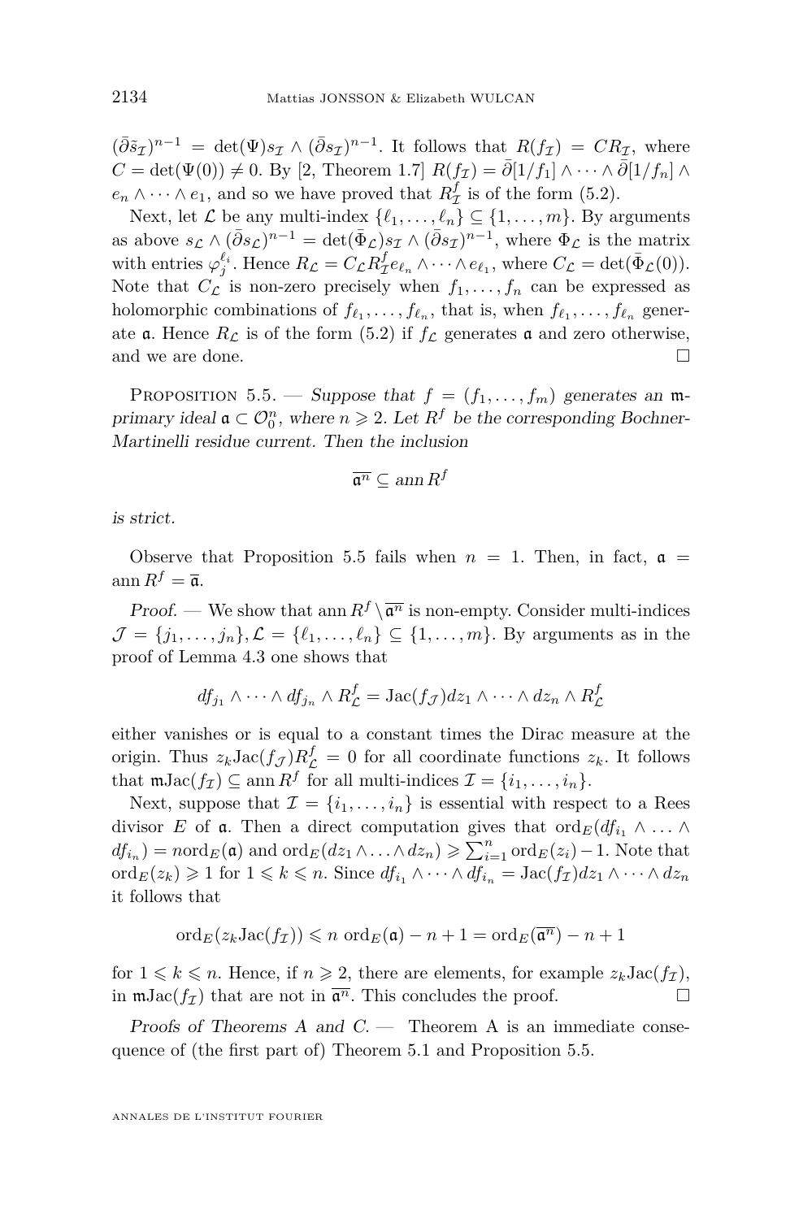$(\bar\partial \tilde s_{\mathcal I})^{n-1} = \det(\Psi) s_{\mathcal I} \wedge (\bar\partial s_{\mathcal I})^{n-1}$. It follows that $R(f_{\mathcal I}) = C R_{\mathcal I}$, where $C = \det(\Psi(0)) \neq 0$. By [2, Theorem 1.7] $R(f_{\mathcal I}) = \bar\partial[1/f_1] \wedge \cdots \wedge \bar\partial[1/f_n] \wedge e_n \wedge \cdots \wedge e_1$, and so we have proved that $R^f_{\mathcal I}$ is of the form (5.2).

Next, let $\mathcal L$ be any multi-index $\{\ell_1, \ldots, \ell_n\} \subseteq \{1, \ldots, m\}$. By arguments as above $s_{\mathcal L} \wedge (\bar\partial s_{\mathcal L})^{n-1} = \det(\bar\Phi_{\mathcal L}) s_{\mathcal I} \wedge (\bar\partial s_{\mathcal I})^{n-1}$, where $\Phi_{\mathcal L}$ is the matrix with entries $\varphi_j^{\ell_i}$. Hence $R_{\mathcal L} = C_{\mathcal L} R^f_{\mathcal I} e_{\ell_n} \wedge \cdots \wedge e_{\ell_1}$, where $C_{\mathcal L} = \det(\bar\Phi_{\mathcal L}(0))$. Note that $C_{\mathcal L}$ is non-zero precisely when $f_1, \ldots, f_n$ can be expressed as holomorphic combinations of $f_{\ell_1}, \ldots, f_{\ell_n}$, that is, when $f_{\ell_1}, \ldots, f_{\ell_n}$ generate $\mathfrak a$. Hence $R_{\mathcal L}$ is of the form (5.2) if $f_{\mathcal L}$ generates $\mathfrak a$ and zero otherwise, and we are done. □

Proposition 5.5. — *Suppose that $f = (f_1, \ldots, f_m)$ generates an $\mathfrak m$-primary ideal $\mathfrak a \subset \mathcal O_0^n$, where $n \geqslant 2$. Let $R^f$ be the corresponding Bochner-Martinelli residue current. Then the inclusion*

$$\overline{\mathfrak a^n} \subseteq \operatorname{ann} R^f$$

*is strict.*

Observe that Proposition 5.5 fails when $n = 1$. Then, in fact, $\mathfrak a = \operatorname{ann} R^f = \overline{\mathfrak a}$.

*Proof.* — We show that $\operatorname{ann} R^f \setminus \overline{\mathfrak a^n}$ is non-empty. Consider multi-indices $\mathcal J = \{j_1, \ldots, j_n\}, \mathcal L = \{\ell_1, \ldots, \ell_n\} \subseteq \{1, \ldots, m\}$. By arguments as in the proof of Lemma 4.3 one shows that

$$df_{j_1} \wedge \cdots \wedge df_{j_n} \wedge R^f_{\mathcal L} = \operatorname{Jac}(f_{\mathcal J}) dz_1 \wedge \cdots \wedge dz_n \wedge R^f_{\mathcal L}$$

either vanishes or is equal to a constant times the Dirac measure at the origin. Thus $z_k \operatorname{Jac}(f_{\mathcal J}) R^f_{\mathcal L} = 0$ for all coordinate functions $z_k$. It follows that $\mathfrak m \operatorname{Jac}(f_{\mathcal I}) \subseteq \operatorname{ann} R^f$ for all multi-indices $\mathcal I = \{i_1, \ldots, i_n\}$.

Next, suppose that $\mathcal I = \{i_1, \ldots, i_n\}$ is essential with respect to a Rees divisor $E$ of $\mathfrak a$. Then a direct computation gives that $\operatorname{ord}_E(df_{i_1} \wedge \ldots \wedge df_{i_n}) = n \operatorname{ord}_E(\mathfrak a)$ and $\operatorname{ord}_E(dz_1 \wedge \ldots \wedge dz_n) \geqslant \sum_{i=1}^n \operatorname{ord}_E(z_i) - 1$. Note that $\operatorname{ord}_E(z_k) \geqslant 1$ for $1 \leqslant k \leqslant n$. Since $df_{i_1} \wedge \cdots \wedge df_{i_n} = \operatorname{Jac}(f_{\mathcal I}) dz_1 \wedge \cdots \wedge dz_n$ it follows that

$$\operatorname{ord}_E(z_k \operatorname{Jac}(f_{\mathcal I})) \leqslant n \operatorname{ord}_E(\mathfrak a) - n + 1 = \operatorname{ord}_E(\overline{\mathfrak a^n}) - n + 1$$

for $1 \leqslant k \leqslant n$. Hence, if $n \geqslant 2$, there are elements, for example $z_k \operatorname{Jac}(f_{\mathcal I})$, in $\mathfrak m \operatorname{Jac}(f_{\mathcal I})$ that are not in $\overline{\mathfrak a^n}$. This concludes the proof. □

*Proofs of Theorems A and C.* — Theorem A is an immediate consequence of (the first part of) Theorem 5.1 and Proposition 5.5.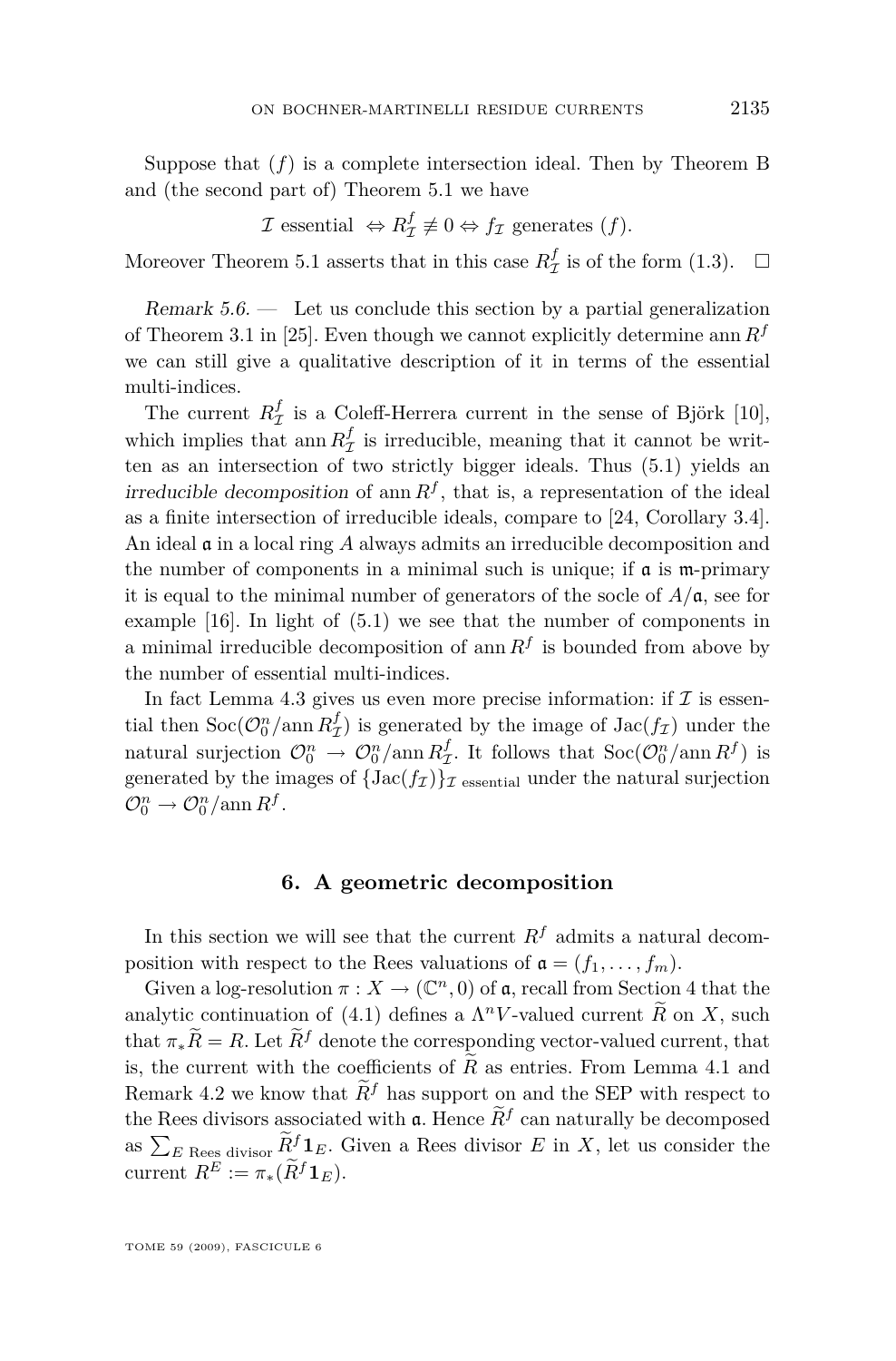Suppose that $(f)$ is a complete intersection ideal. Then by Theorem B and (the second part of) Theorem 5.1 we have

$$\mathcal{I} \text{ essential } \Leftrightarrow R^f_{\mathcal{I}} \not\equiv 0 \Leftrightarrow f_{\mathcal{I}} \text{ generates } (f).$$

Moreover Theorem 5.1 asserts that in this case $R^f_{\mathcal{I}}$ is of the form (1.3). $\square$

*Remark 5.6.* — Let us conclude this section by a partial generalization of Theorem 3.1 in [25]. Even though we cannot explicitly determine $\operatorname{ann} R^f$ we can still give a qualitative description of it in terms of the essential multi-indices.

The current $R^f_{\mathcal{I}}$ is a Coleff-Herrera current in the sense of Björk [10], which implies that $\operatorname{ann} R^f_{\mathcal{I}}$ is irreducible, meaning that it cannot be written as an intersection of two strictly bigger ideals. Thus (5.1) yields an *irreducible decomposition* of $\operatorname{ann} R^f$, that is, a representation of the ideal as a finite intersection of irreducible ideals, compare to [24, Corollary 3.4]. An ideal $\mathfrak{a}$ in a local ring $A$ always admits an irreducible decomposition and the number of components in a minimal such is unique; if $\mathfrak{a}$ is $\mathfrak{m}$-primary it is equal to the minimal number of generators of the socle of $A/\mathfrak{a}$, see for example [16]. In light of (5.1) we see that the number of components in a minimal irreducible decomposition of $\operatorname{ann} R^f$ is bounded from above by the number of essential multi-indices.

In fact Lemma 4.3 gives us even more precise information: if $\mathcal{I}$ is essential then $\operatorname{Soc}(\mathcal{O}^n_0/\operatorname{ann} R^f_{\mathcal{I}})$ is generated by the image of $\operatorname{Jac}(f_{\mathcal{I}})$ under the natural surjection $\mathcal{O}^n_0 \to \mathcal{O}^n_0/\operatorname{ann} R^f_{\mathcal{I}}$. It follows that $\operatorname{Soc}(\mathcal{O}^n_0/\operatorname{ann} R^f)$ is generated by the images of $\{\operatorname{Jac}(f_{\mathcal{I}})\}_{\mathcal{I} \text{ essential}}$ under the natural surjection $\mathcal{O}^n_0 \to \mathcal{O}^n_0/\operatorname{ann} R^f$.

## 6. A geometric decomposition

In this section we will see that the current $R^f$ admits a natural decomposition with respect to the Rees valuations of $\mathfrak{a} = (f_1, \dots, f_m)$.

Given a log-resolution $\pi : X \to (\mathbb{C}^n, 0)$ of $\mathfrak{a}$, recall from Section 4 that the analytic continuation of (4.1) defines a $\Lambda^n V$-valued current $\widetilde{R}$ on $X$, such that $\pi_* \widetilde{R} = R$. Let $\widetilde{R}^f$ denote the corresponding vector-valued current, that is, the current with the coefficients of $\widetilde{R}$ as entries. From Lemma 4.1 and Remark 4.2 we know that $\widetilde{R}^f$ has support on and the SEP with respect to the Rees divisors associated with $\mathfrak{a}$. Hence $\widetilde{R}^f$ can naturally be decomposed as $\sum_{E \text{ Rees divisor}} \widetilde{R}^f \mathbf{1}_E$. Given a Rees divisor $E$ in $X$, let us consider the current $R^E := \pi_*(\widetilde{R}^f \mathbf{1}_E)$.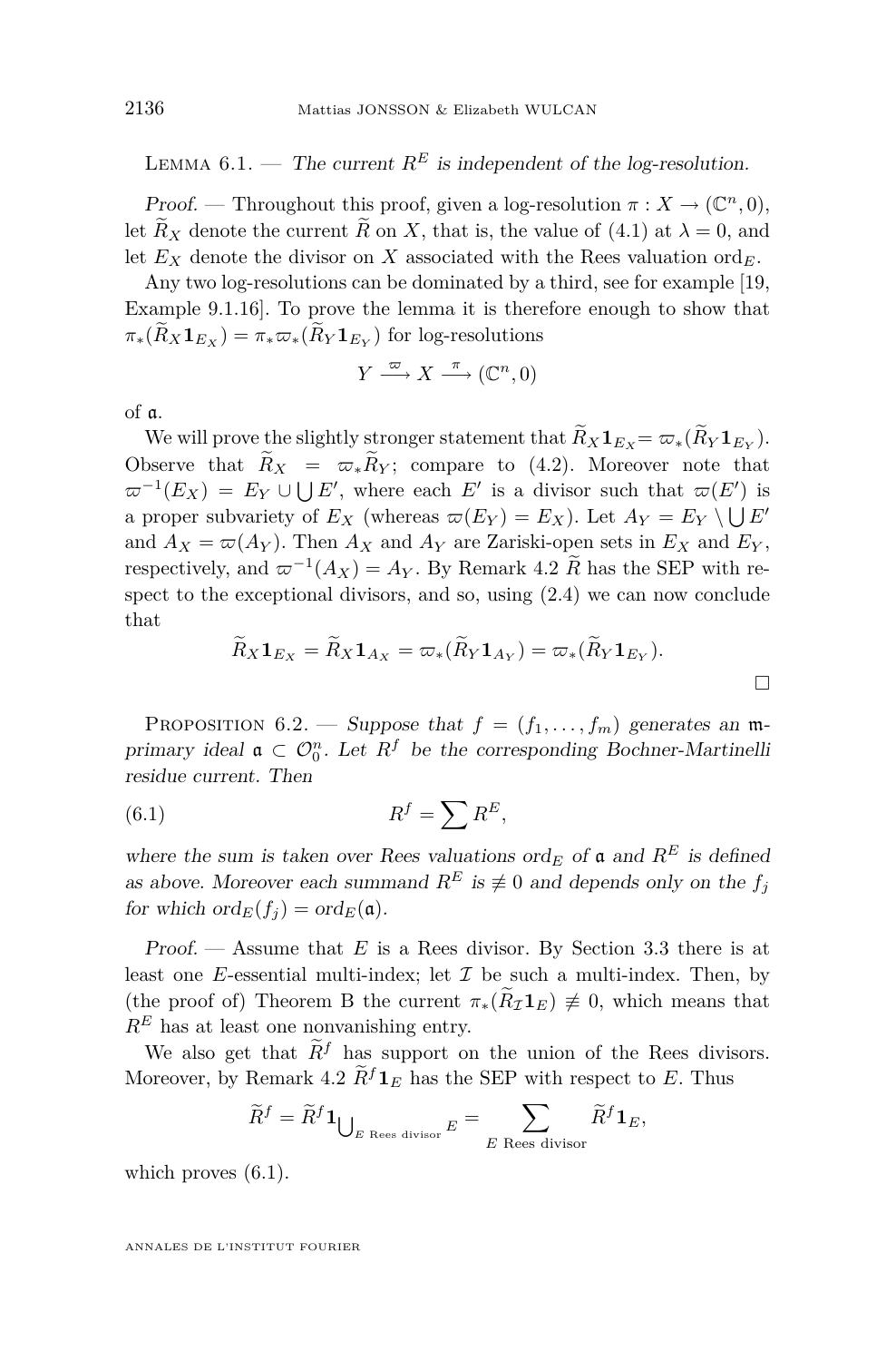Lemma 6.1. — *The current $R^E$ is independent of the log-resolution.*

*Proof.* — Throughout this proof, given a log-resolution $\pi : X \to (\mathbb{C}^n, 0)$, let $\widetilde{R}_X$ denote the current $\widetilde{R}$ on $X$, that is, the value of (4.1) at $\lambda = 0$, and let $E_X$ denote the divisor on $X$ associated with the Rees valuation $\mathrm{ord}_E$.

Any two log-resolutions can be dominated by a third, see for example [19, Example 9.1.16]. To prove the lemma it is therefore enough to show that $\pi_*(\widetilde{R}_X \mathbf{1}_{E_X}) = \pi_* \varpi_*(\widetilde{R}_Y \mathbf{1}_{E_Y})$ for log-resolutions

$$Y \xrightarrow{\varpi} X \xrightarrow{\pi} (\mathbb{C}^n, 0)$$

of $\mathfrak{a}$.

We will prove the slightly stronger statement that $\widetilde{R}_X \mathbf{1}_{E_X} = \varpi_*(\widetilde{R}_Y \mathbf{1}_{E_Y})$. Observe that $\widetilde{R}_X = \varpi_* \widetilde{R}_Y$; compare to (4.2). Moreover note that $\varpi^{-1}(E_X) = E_Y \cup \bigcup E'$, where each $E'$ is a divisor such that $\varpi(E')$ is a proper subvariety of $E_X$ (whereas $\varpi(E_Y) = E_X$). Let $A_Y = E_Y \setminus \bigcup E'$ and $A_X = \varpi(A_Y)$. Then $A_X$ and $A_Y$ are Zariski-open sets in $E_X$ and $E_Y$, respectively, and $\varpi^{-1}(A_X) = A_Y$. By Remark 4.2 $\widetilde{R}$ has the SEP with respect to the exceptional divisors, and so, using (2.4) we can now conclude that

$$\widetilde{R}_X \mathbf{1}_{E_X} = \widetilde{R}_X \mathbf{1}_{A_X} = \varpi_*(\widetilde{R}_Y \mathbf{1}_{A_Y}) = \varpi_*(\widetilde{R}_Y \mathbf{1}_{E_Y}).$$

□

Proposition 6.2. — *Suppose that $f = (f_1, \ldots, f_m)$ generates an $\mathfrak{m}$-primary ideal $\mathfrak{a} \subset \mathcal{O}_0^n$. Let $R^f$ be the corresponding Bochner-Martinelli residue current. Then*

$$R^f = \sum R^E, \tag{6.1}$$

*where the sum is taken over Rees valuations $\mathrm{ord}_E$ of $\mathfrak{a}$ and $R^E$ is defined as above. Moreover each summand $R^E$ is $\not\equiv 0$ and depends only on the $f_j$ for which $\mathrm{ord}_E(f_j) = \mathrm{ord}_E(\mathfrak{a})$.*

*Proof.* — Assume that $E$ is a Rees divisor. By Section 3.3 there is at least one $E$-essential multi-index; let $\mathcal{I}$ be such a multi-index. Then, by (the proof of) Theorem B the current $\pi_*(\widetilde{R}_{\mathcal{I}} \mathbf{1}_E) \not\equiv 0$, which means that $R^E$ has at least one nonvanishing entry.

We also get that $\widetilde{R}^f$ has support on the union of the Rees divisors. Moreover, by Remark 4.2 $\widetilde{R}^f \mathbf{1}_E$ has the SEP with respect to $E$. Thus

$$\widetilde{R}^f = \widetilde{R}^f \mathbf{1}_{\bigcup_{E \text{ Rees divisor}} E} = \sum_{E \text{ Rees divisor}} \widetilde{R}^f \mathbf{1}_E,$$

which proves (6.1).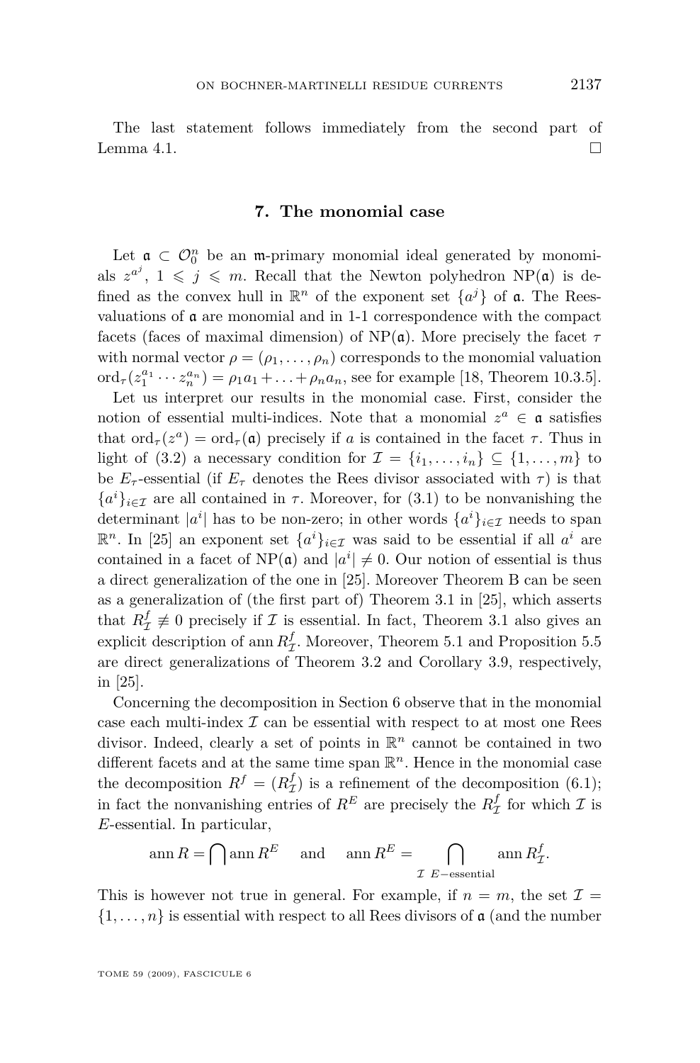The last statement follows immediately from the second part of Lemma 4.1. □

## 7. The monomial case

Let $\mathfrak{a} \subset \mathcal{O}_0^n$ be an $\mathfrak{m}$-primary monomial ideal generated by monomials $z^{a^j}$, $1 \leqslant j \leqslant m$. Recall that the Newton polyhedron $\mathrm{NP}(\mathfrak{a})$ is defined as the convex hull in $\mathbb{R}^n$ of the exponent set $\{a^j\}$ of $\mathfrak{a}$. The Rees-valuations of $\mathfrak{a}$ are monomial and in 1-1 correspondence with the compact facets (faces of maximal dimension) of $\mathrm{NP}(\mathfrak{a})$. More precisely the facet $\tau$ with normal vector $\rho = (\rho_1, \ldots, \rho_n)$ corresponds to the monomial valuation $\mathrm{ord}_\tau(z_1^{a_1} \cdots z_n^{a_n}) = \rho_1 a_1 + \ldots + \rho_n a_n$, see for example [18, Theorem 10.3.5].

Let us interpret our results in the monomial case. First, consider the notion of essential multi-indices. Note that a monomial $z^a \in \mathfrak{a}$ satisfies that $\mathrm{ord}_\tau(z^a) = \mathrm{ord}_\tau(\mathfrak{a})$ precisely if $a$ is contained in the facet $\tau$. Thus in light of (3.2) a necessary condition for $\mathcal{I} = \{i_1, \ldots, i_n\} \subseteq \{1, \ldots, m\}$ to be $E_\tau$-essential (if $E_\tau$ denotes the Rees divisor associated with $\tau$) is that $\{a^i\}_{i \in \mathcal{I}}$ are all contained in $\tau$. Moreover, for (3.1) to be nonvanishing the determinant $|a^i|$ has to be non-zero; in other words $\{a^i\}_{i \in \mathcal{I}}$ needs to span $\mathbb{R}^n$. In [25] an exponent set $\{a^i\}_{i \in \mathcal{I}}$ was said to be essential if all $a^i$ are contained in a facet of $\mathrm{NP}(\mathfrak{a})$ and $|a^i| \neq 0$. Our notion of essential is thus a direct generalization of the one in [25]. Moreover Theorem B can be seen as a generalization of (the first part of) Theorem 3.1 in [25], which asserts that $R^f_{\mathcal{I}} \not\equiv 0$ precisely if $\mathcal{I}$ is essential. In fact, Theorem 3.1 also gives an explicit description of $\mathrm{ann}\, R^f_{\mathcal{I}}$. Moreover, Theorem 5.1 and Proposition 5.5 are direct generalizations of Theorem 3.2 and Corollary 3.9, respectively, in [25].

Concerning the decomposition in Section 6 observe that in the monomial case each multi-index $\mathcal{I}$ can be essential with respect to at most one Rees divisor. Indeed, clearly a set of points in $\mathbb{R}^n$ cannot be contained in two different facets and at the same time span $\mathbb{R}^n$. Hence in the monomial case the decomposition $R^f = (R^f_{\mathcal{I}})$ is a refinement of the decomposition (6.1); in fact the nonvanishing entries of $R^E$ are precisely the $R^f_{\mathcal{I}}$ for which $\mathcal{I}$ is $E$-essential. In particular,

$$\mathrm{ann}\, R = \bigcap \mathrm{ann}\, R^E \quad \text{ and } \quad \mathrm{ann}\, R^E = \bigcap_{\mathcal{I}\ E-\text{essential}} \mathrm{ann}\, R^f_{\mathcal{I}}.$$

This is however not true in general. For example, if $n = m$, the set $\mathcal{I} = \{1, \ldots, n\}$ is essential with respect to all Rees divisors of $\mathfrak{a}$ (and the number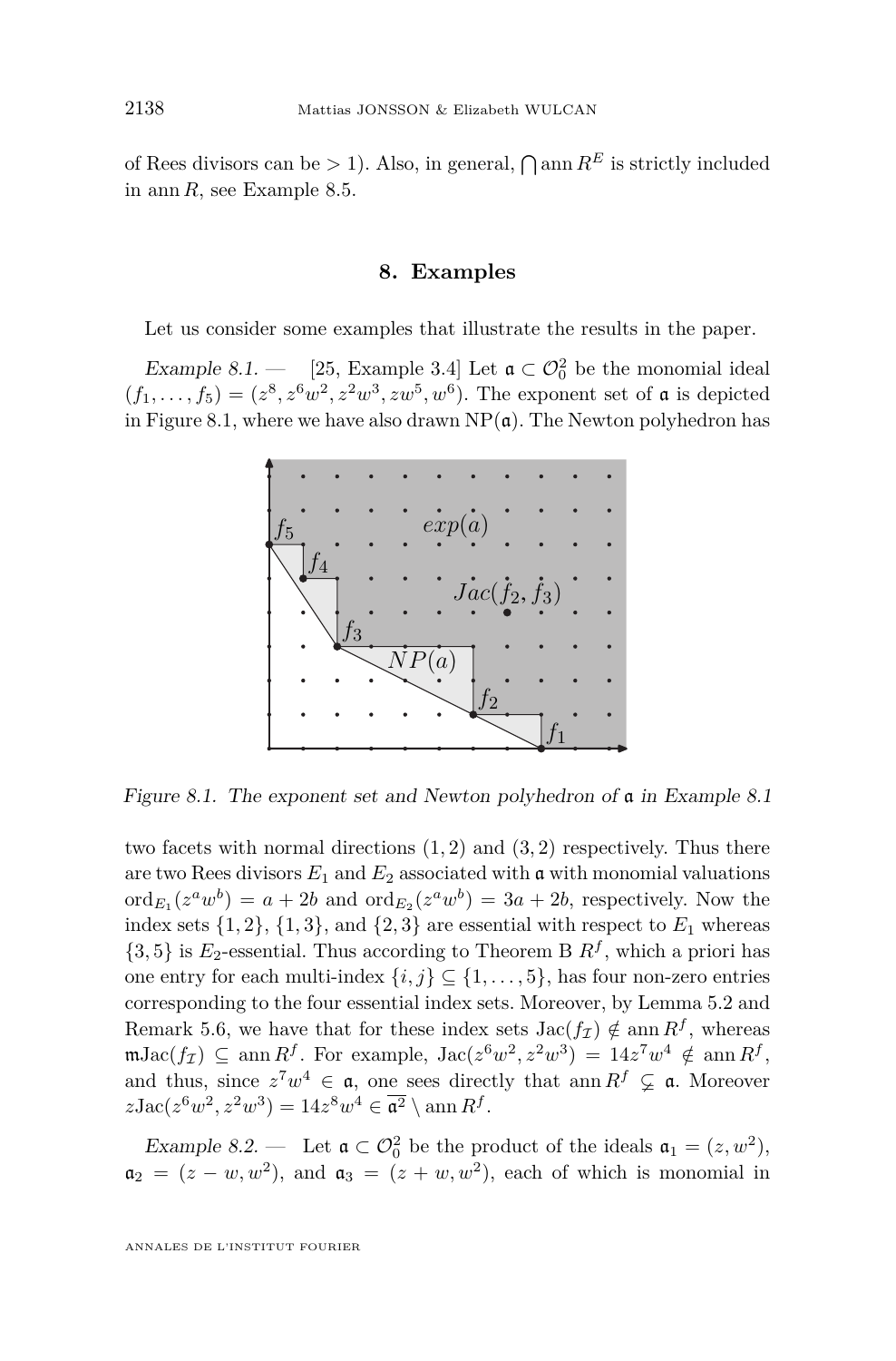of Rees divisors can be $> 1$). Also, in general, $\bigcap \operatorname{ann} R^E$ is strictly included in $\operatorname{ann} R$, see Example 8.5.

## 8. Examples

Let us consider some examples that illustrate the results in the paper.

*Example 8.1.* — [25, Example 3.4] Let $\mathfrak{a} \subset \mathcal{O}_0^2$ be the monomial ideal $(f_1, \ldots, f_5) = (z^8, z^6w^2, z^2w^3, zw^5, w^6)$. The exponent set of $\mathfrak{a}$ is depicted in Figure 8.1, where we have also drawn $\mathrm{NP}(\mathfrak{a})$. The Newton polyhedron has

*Figure 8.1. The exponent set and Newton polyhedron of $\mathfrak{a}$ in Example 8.1*

two facets with normal directions $(1,2)$ and $(3,2)$ respectively. Thus there are two Rees divisors $E_1$ and $E_2$ associated with $\mathfrak{a}$ with monomial valuations $\operatorname{ord}_{E_1}(z^aw^b) = a + 2b$ and $\operatorname{ord}_{E_2}(z^aw^b) = 3a + 2b$, respectively. Now the index sets $\{1,2\}$, $\{1,3\}$, and $\{2,3\}$ are essential with respect to $E_1$ whereas $\{3,5\}$ is $E_2$-essential. Thus according to Theorem B $R^f$, which a priori has one entry for each multi-index $\{i,j\} \subseteq \{1, \ldots, 5\}$, has four non-zero entries corresponding to the four essential index sets. Moreover, by Lemma 5.2 and Remark 5.6, we have that for these index sets $\operatorname{Jac}(f_{\mathcal{I}}) \notin \operatorname{ann} R^f$, whereas $\mathfrak{m}\operatorname{Jac}(f_{\mathcal{I}}) \subseteq \operatorname{ann} R^f$. For example, $\operatorname{Jac}(z^6w^2, z^2w^3) = 14z^7w^4 \notin \operatorname{ann} R^f$, and thus, since $z^7w^4 \in \mathfrak{a}$, one sees directly that $\operatorname{ann} R^f \subsetneq \mathfrak{a}$. Moreover $z\operatorname{Jac}(z^6w^2, z^2w^3) = 14z^8w^4 \in \overline{\mathfrak{a}^2} \setminus \operatorname{ann} R^f$.

*Example 8.2.* — Let $\mathfrak{a} \subset \mathcal{O}_0^2$ be the product of the ideals $\mathfrak{a}_1 = (z, w^2)$, $\mathfrak{a}_2 = (z - w, w^2)$, and $\mathfrak{a}_3 = (z + w, w^2)$, each of which is monomial in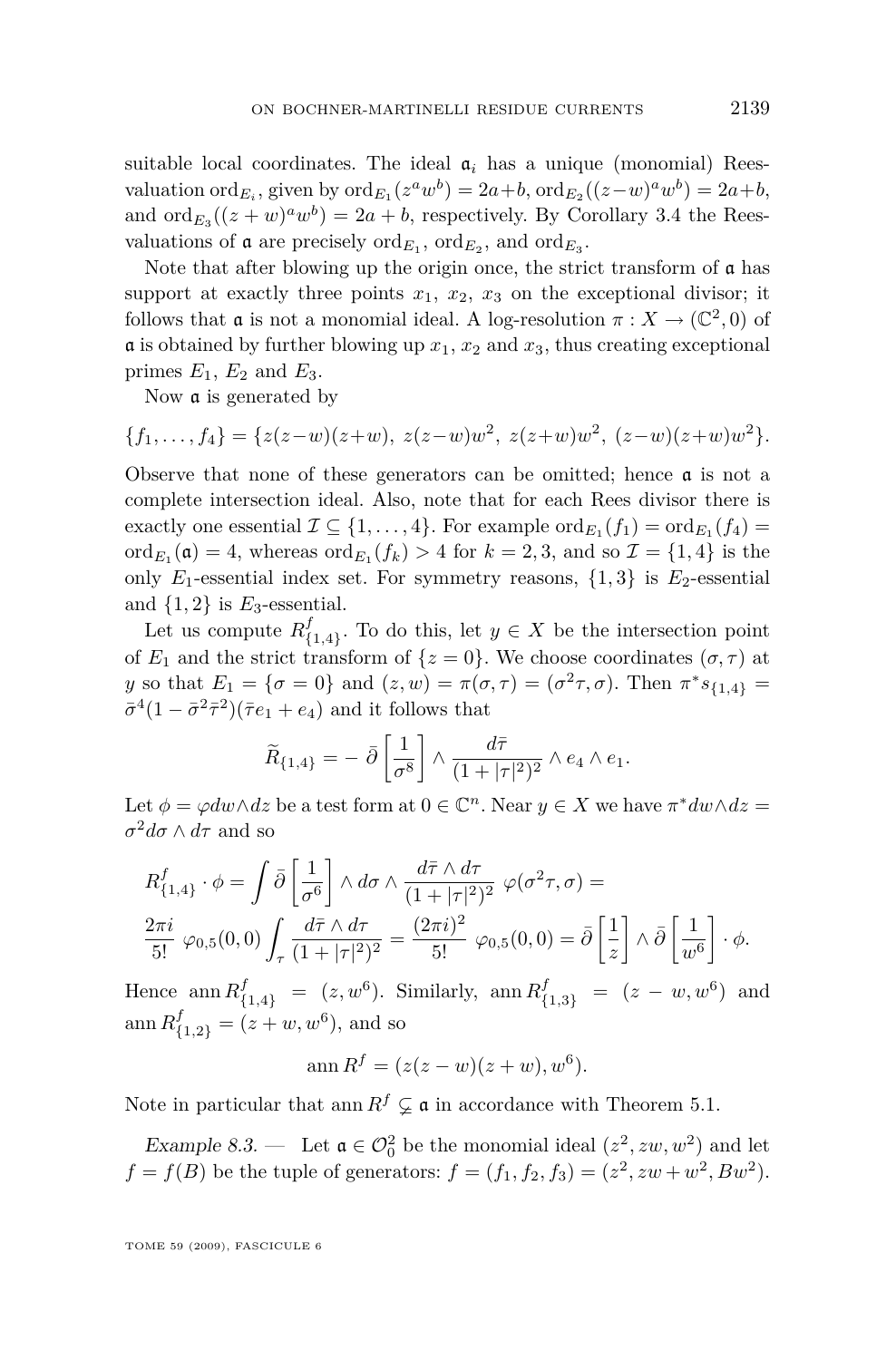suitable local coordinates. The ideal $\mathfrak{a}_i$ has a unique (monomial) Rees-valuation $\operatorname{ord}_{E_i}$, given by $\operatorname{ord}_{E_1}(z^a w^b) = 2a+b$, $\operatorname{ord}_{E_2}((z-w)^a w^b) = 2a+b$, and $\operatorname{ord}_{E_3}((z+w)^a w^b) = 2a+b$, respectively. By Corollary 3.4 the Rees-valuations of $\mathfrak{a}$ are precisely $\operatorname{ord}_{E_1}$, $\operatorname{ord}_{E_2}$, and $\operatorname{ord}_{E_3}$.

Note that after blowing up the origin once, the strict transform of $\mathfrak{a}$ has support at exactly three points $x_1$, $x_2$, $x_3$ on the exceptional divisor; it follows that $\mathfrak{a}$ is not a monomial ideal. A log-resolution $\pi : X \to (\mathbb{C}^2, 0)$ of $\mathfrak{a}$ is obtained by further blowing up $x_1$, $x_2$ and $x_3$, thus creating exceptional primes $E_1$, $E_2$ and $E_3$.

Now $\mathfrak{a}$ is generated by

$$\{f_1, \dots, f_4\} = \{z(z-w)(z+w),\ z(z-w)w^2,\ z(z+w)w^2,\ (z-w)(z+w)w^2\}.$$

Observe that none of these generators can be omitted; hence $\mathfrak{a}$ is not a complete intersection ideal. Also, note that for each Rees divisor there is exactly one essential $\mathcal{I} \subseteq \{1, \dots, 4\}$. For example $\operatorname{ord}_{E_1}(f_1) = \operatorname{ord}_{E_1}(f_4) = \operatorname{ord}_{E_1}(\mathfrak{a}) = 4$, whereas $\operatorname{ord}_{E_1}(f_k) > 4$ for $k = 2, 3$, and so $\mathcal{I} = \{1, 4\}$ is the only $E_1$-essential index set. For symmetry reasons, $\{1, 3\}$ is $E_2$-essential and $\{1, 2\}$ is $E_3$-essential.

Let us compute $R^f_{\{1,4\}}$. To do this, let $y \in X$ be the intersection point of $E_1$ and the strict transform of $\{z = 0\}$. We choose coordinates $(\sigma, \tau)$ at $y$ so that $E_1 = \{\sigma = 0\}$ and $(z, w) = \pi(\sigma, \tau) = (\sigma^2 \tau, \sigma)$. Then $\pi^* s_{\{1,4\}} = \bar{\sigma}^4 (1 - \bar{\sigma}^2 \bar{\tau}^2)(\bar{\tau} e_1 + e_4)$ and it follows that

$$\widetilde{R}_{\{1,4\}} = -\,\bar{\partial}\left[\frac{1}{\sigma^8}\right] \wedge \frac{d\bar{\tau}}{(1+|\tau|^2)^2} \wedge e_4 \wedge e_1.$$

Let $\phi = \varphi dw \wedge dz$ be a test form at $0 \in \mathbb{C}^n$. Near $y \in X$ we have $\pi^* dw \wedge dz = \sigma^2 d\sigma \wedge d\tau$ and so

$$R^f_{\{1,4\}} \cdot \phi = \int \bar{\partial}\left[\frac{1}{\sigma^6}\right] \wedge d\sigma \wedge \frac{d\bar{\tau} \wedge d\tau}{(1+|\tau|^2)^2}\ \varphi(\sigma^2 \tau, \sigma) =$$
$$\frac{2\pi i}{5!}\ \varphi_{0,5}(0,0) \int_\tau \frac{d\bar{\tau} \wedge d\tau}{(1+|\tau|^2)^2} = \frac{(2\pi i)^2}{5!}\ \varphi_{0,5}(0,0) = \bar{\partial}\left[\frac{1}{z}\right] \wedge \bar{\partial}\left[\frac{1}{w^6}\right] \cdot \phi.$$

Hence $\operatorname{ann} R^f_{\{1,4\}} = (z, w^6)$. Similarly, $\operatorname{ann} R^f_{\{1,3\}} = (z - w, w^6)$ and $\operatorname{ann} R^f_{\{1,2\}} = (z + w, w^6)$, and so

$$\operatorname{ann} R^f = (z(z-w)(z+w), w^6).$$

Note in particular that $\operatorname{ann} R^f \subsetneq \mathfrak{a}$ in accordance with Theorem 5.1.

*Example 8.3.* — Let $\mathfrak{a} \in \mathcal{O}_0^2$ be the monomial ideal $(z^2, zw, w^2)$ and let $f = f(B)$ be the tuple of generators: $f = (f_1, f_2, f_3) = (z^2, zw + w^2, Bw^2)$.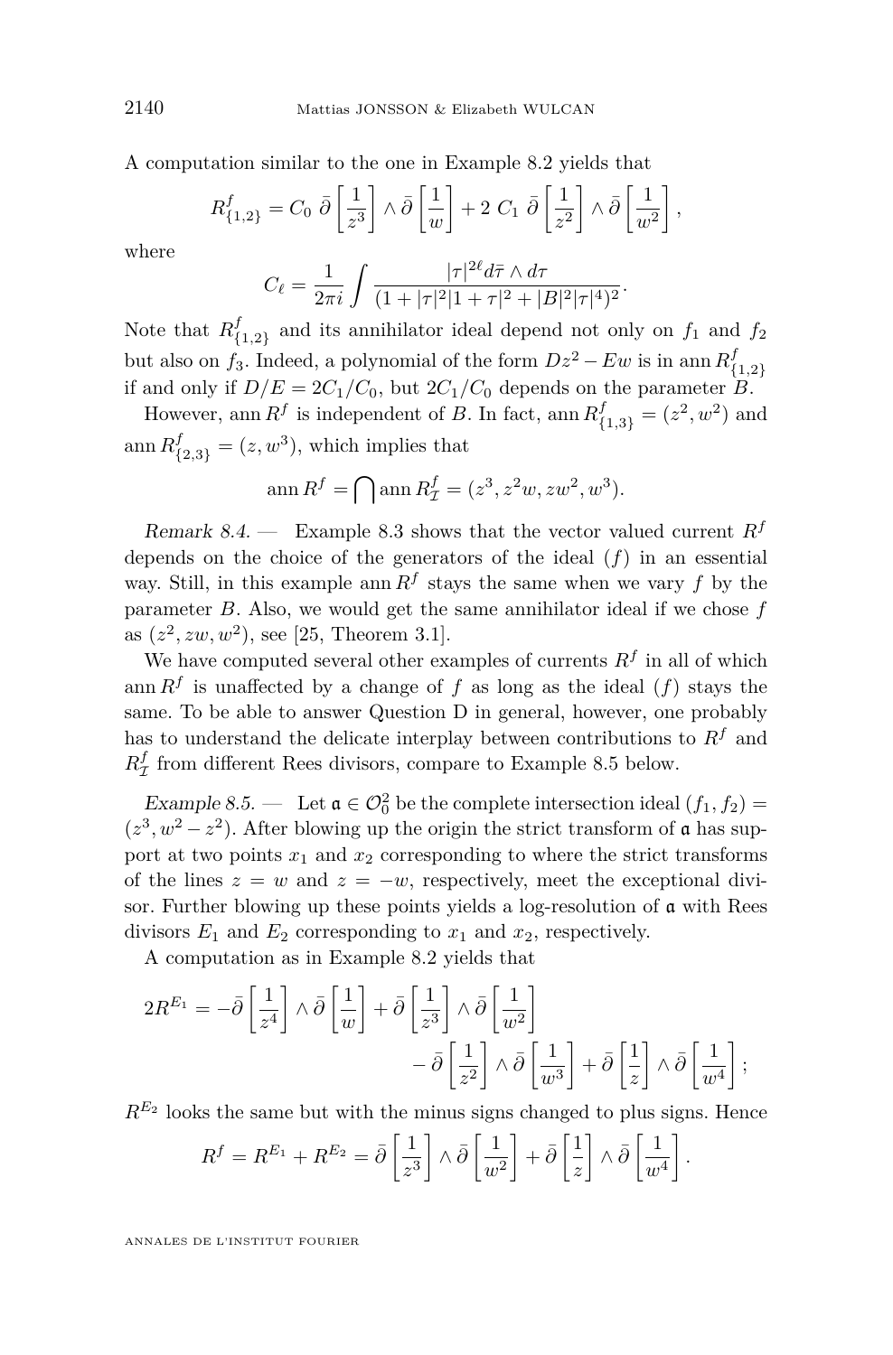A computation similar to the one in Example 8.2 yields that

$$R^f_{\{1,2\}} = C_0 \ \bar\partial\left[\frac{1}{z^3}\right]\wedge\bar\partial\left[\frac{1}{w}\right] + 2\ C_1\ \bar\partial\left[\frac{1}{z^2}\right]\wedge\bar\partial\left[\frac{1}{w^2}\right],$$

where

$$C_\ell = \frac{1}{2\pi i}\int\frac{|\tau|^{2\ell}d\bar\tau\wedge d\tau}{(1+|\tau|^2|1+\tau|^2+|B|^2|\tau|^4)^2}.$$

Note that $R^f_{\{1,2\}}$ and its annihilator ideal depend not only on $f_1$ and $f_2$ but also on $f_3$. Indeed, a polynomial of the form $Dz^2 - Ew$ is in $\operatorname{ann} R^f_{\{1,2\}}$ if and only if $D/E = 2C_1/C_0$, but $2C_1/C_0$ depends on the parameter $B$.

However, $\operatorname{ann} R^f$ is independent of $B$. In fact, $\operatorname{ann} R^f_{\{1,3\}} = (z^2, w^2)$ and $\operatorname{ann} R^f_{\{2,3\}} = (z, w^3)$, which implies that

$$\operatorname{ann} R^f = \bigcap \operatorname{ann} R^f_{\mathcal{I}} = (z^3, z^2w, zw^2, w^3).$$

*Remark 8.4.* — Example 8.3 shows that the vector valued current $R^f$ depends on the choice of the generators of the ideal $(f)$ in an essential way. Still, in this example $\operatorname{ann} R^f$ stays the same when we vary $f$ by the parameter $B$. Also, we would get the same annihilator ideal if we chose $f$ as $(z^2, zw, w^2)$, see [25, Theorem 3.1].

We have computed several other examples of currents $R^f$ in all of which $\operatorname{ann} R^f$ is unaffected by a change of $f$ as long as the ideal $(f)$ stays the same. To be able to answer Question D in general, however, one probably has to understand the delicate interplay between contributions to $R^f$ and $R^f_{\mathcal{I}}$ from different Rees divisors, compare to Example 8.5 below.

*Example 8.5.* — Let $\mathfrak{a} \in \mathcal{O}_0^2$ be the complete intersection ideal $(f_1, f_2) = (z^3, w^2 - z^2)$. After blowing up the origin the strict transform of $\mathfrak{a}$ has support at two points $x_1$ and $x_2$ corresponding to where the strict transforms of the lines $z = w$ and $z = -w$, respectively, meet the exceptional divisor. Further blowing up these points yields a log-resolution of $\mathfrak{a}$ with Rees divisors $E_1$ and $E_2$ corresponding to $x_1$ and $x_2$, respectively.

A computation as in Example 8.2 yields that

$$2R^{E_1} = -\bar\partial\left[\frac{1}{z^4}\right]\wedge\bar\partial\left[\frac{1}{w}\right] + \bar\partial\left[\frac{1}{z^3}\right]\wedge\bar\partial\left[\frac{1}{w^2}\right] - \bar\partial\left[\frac{1}{z^2}\right]\wedge\bar\partial\left[\frac{1}{w^3}\right] + \bar\partial\left[\frac{1}{z}\right]\wedge\bar\partial\left[\frac{1}{w^4}\right];$$

$R^{E_2}$ looks the same but with the minus signs changed to plus signs. Hence

$$R^f = R^{E_1} + R^{E_2} = \bar\partial\left[\frac{1}{z^3}\right]\wedge\bar\partial\left[\frac{1}{w^2}\right] + \bar\partial\left[\frac{1}{z}\right]\wedge\bar\partial\left[\frac{1}{w^4}\right].$$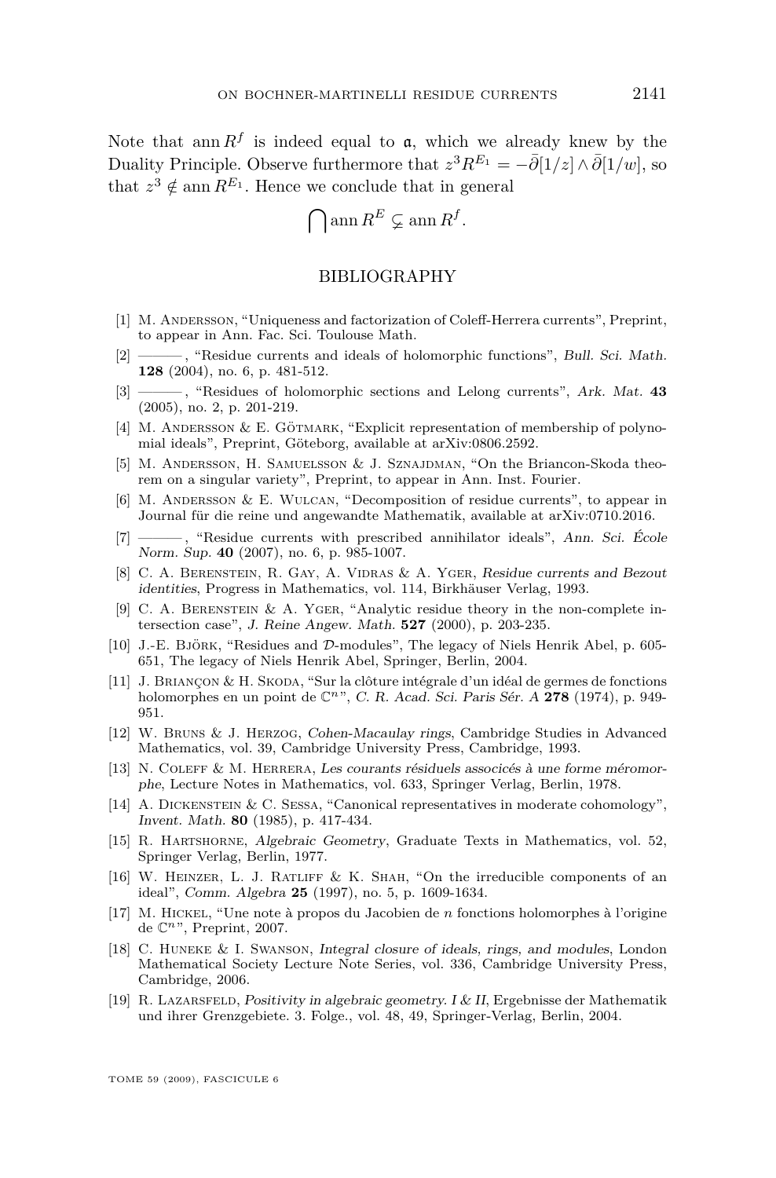Note that $\operatorname{ann} R^f$ is indeed equal to $\mathfrak{a}$, which we already knew by the Duality Principle. Observe furthermore that $z^3 R^{E_1} = -\bar\partial[1/z] \wedge \bar\partial[1/w]$, so that $z^3 \notin \operatorname{ann} R^{E_1}$. Hence we conclude that in general

$$\bigcap \operatorname{ann} R^E \subsetneq \operatorname{ann} R^f.$$

## BIBLIOGRAPHY

[1] M. Andersson, "Uniqueness and factorization of Coleff-Herrera currents", Preprint, to appear in Ann. Fac. Sci. Toulouse Math.

[2] ———, "Residue currents and ideals of holomorphic functions", *Bull. Sci. Math.* **128** (2004), no. 6, p. 481-512.

[3] ———, "Residues of holomorphic sections and Lelong currents", *Ark. Mat.* **43** (2005), no. 2, p. 201-219.

[4] M. Andersson & E. Götmark, "Explicit representation of membership of polynomial ideals", Preprint, Göteborg, available at arXiv:0806.2592.

[5] M. Andersson, H. Samuelsson & J. Sznajdman, "On the Briancon-Skoda theorem on a singular variety", Preprint, to appear in Ann. Inst. Fourier.

[6] M. Andersson & E. Wulcan, "Decomposition of residue currents", to appear in Journal für die reine und angewandte Mathematik, available at arXiv:0710.2016.

[7] ———, "Residue currents with prescribed annihilator ideals", *Ann. Sci. École Norm. Sup.* **40** (2007), no. 6, p. 985-1007.

[8] C. A. Berenstein, R. Gay, A. Vidras & A. Yger, *Residue currents and Bezout identities*, Progress in Mathematics, vol. 114, Birkhäuser Verlag, 1993.

[9] C. A. Berenstein & A. Yger, "Analytic residue theory in the non-complete intersection case", *J. Reine Angew. Math.* **527** (2000), p. 203-235.

[10] J.-E. Björk, "Residues and $\mathcal{D}$-modules", The legacy of Niels Henrik Abel, p. 605-651, The legacy of Niels Henrik Abel, Springer, Berlin, 2004.

[11] J. Briançon & H. Skoda, "Sur la clôture intégrale d'un idéal de germes de fonctions holomorphes en un point de $\mathbb{C}^n$", *C. R. Acad. Sci. Paris Sér. A* **278** (1974), p. 949-951.

[12] W. Bruns & J. Herzog, *Cohen-Macaulay rings*, Cambridge Studies in Advanced Mathematics, vol. 39, Cambridge University Press, Cambridge, 1993.

[13] N. Coleff & M. Herrera, *Les courants résiduels associcés à une forme méromorphe*, Lecture Notes in Mathematics, vol. 633, Springer Verlag, Berlin, 1978.

[14] A. Dickenstein & C. Sessa, "Canonical representatives in moderate cohomology", *Invent. Math.* **80** (1985), p. 417-434.

[15] R. Hartshorne, *Algebraic Geometry*, Graduate Texts in Mathematics, vol. 52, Springer Verlag, Berlin, 1977.

[16] W. Heinzer, L. J. Ratliff & K. Shah, "On the irreducible components of an ideal", *Comm. Algebra* **25** (1997), no. 5, p. 1609-1634.

[17] M. Hickel, "Une note à propos du Jacobien de $n$ fonctions holomorphes à l'origine de $\mathbb{C}^n$", Preprint, 2007.

[18] C. Huneke & I. Swanson, *Integral closure of ideals, rings, and modules*, London Mathematical Society Lecture Note Series, vol. 336, Cambridge University Press, Cambridge, 2006.

[19] R. Lazarsfeld, *Positivity in algebraic geometry. I & II*, Ergebnisse der Mathematik und ihrer Grenzgebiete. 3. Folge., vol. 48, 49, Springer-Verlag, Berlin, 2004.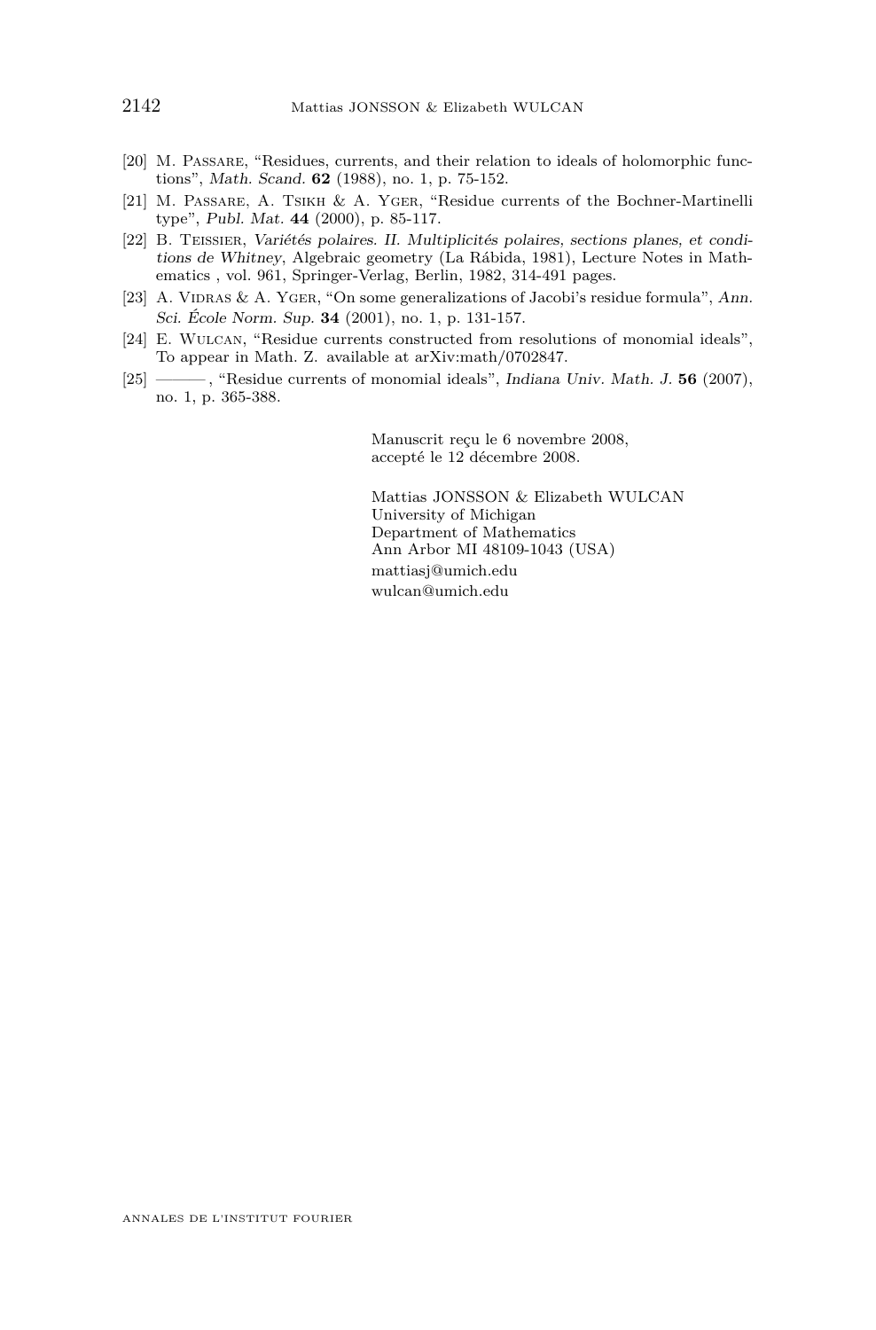[20] M. Passare, "Residues, currents, and their relation to ideals of holomorphic functions", *Math. Scand.* **62** (1988), no. 1, p. 75-152.

[21] M. Passare, A. Tsikh & A. Yger, "Residue currents of the Bochner-Martinelli type", *Publ. Mat.* **44** (2000), p. 85-117.

[22] B. Teissier, *Variétés polaires. II. Multiplicités polaires, sections planes, et conditions de Whitney*, Algebraic geometry (La Rábida, 1981), Lecture Notes in Mathematics , vol. 961, Springer-Verlag, Berlin, 1982, 314-491 pages.

[23] A. Vidras & A. Yger, "On some generalizations of Jacobi's residue formula", *Ann. Sci. École Norm. Sup.* **34** (2001), no. 1, p. 131-157.

[24] E. Wulcan, "Residue currents constructed from resolutions of monomial ideals", To appear in Math. Z. available at arXiv:math/0702847.

[25] ———, "Residue currents of monomial ideals", *Indiana Univ. Math. J.* **56** (2007), no. 1, p. 365-388.

Manuscrit reçu le 6 novembre 2008,
accepté le 12 décembre 2008.

Mattias JONSSON & Elizabeth WULCAN
University of Michigan
Department of Mathematics
Ann Arbor MI 48109-1043 (USA)
mattiasj@umich.edu
wulcan@umich.edu